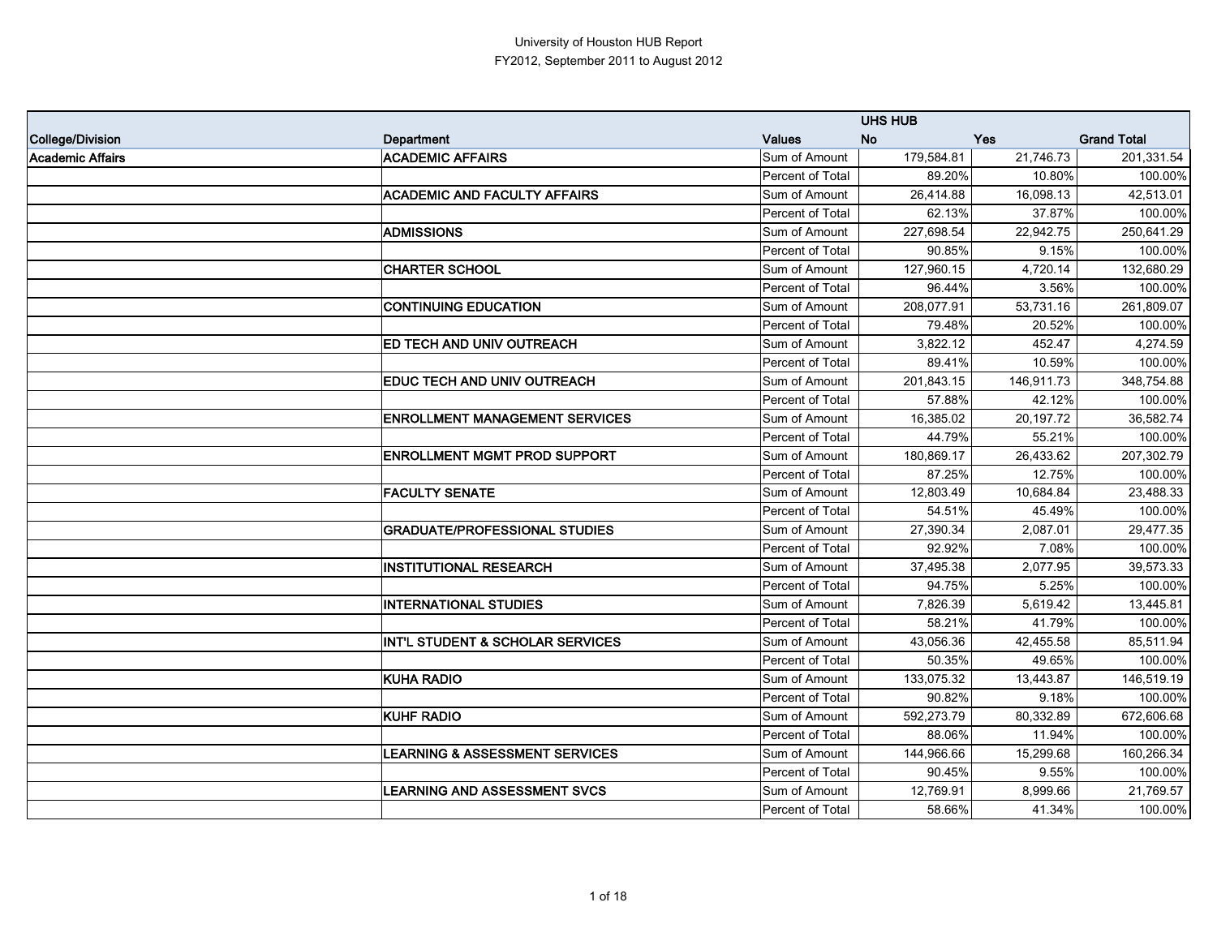University of Houston HUB Report
FY2012, September 2011 to August 2012

| | | | UHS HUB | | |
|---|---|---|---|---|---|
| **College/Division** | **Department** | **Values** | **No** | **Yes** | **Grand Total** |
| **Academic Affairs** | **ACADEMIC AFFAIRS** | Sum of Amount | 179,584.81 | 21,746.73 | 201,331.54 |
| | | Percent of Total | 89.20% | 10.80% | 100.00% |
| | **ACADEMIC AND FACULTY AFFAIRS** | Sum of Amount | 26,414.88 | 16,098.13 | 42,513.01 |
| | | Percent of Total | 62.13% | 37.87% | 100.00% |
| | **ADMISSIONS** | Sum of Amount | 227,698.54 | 22,942.75 | 250,641.29 |
| | | Percent of Total | 90.85% | 9.15% | 100.00% |
| | **CHARTER SCHOOL** | Sum of Amount | 127,960.15 | 4,720.14 | 132,680.29 |
| | | Percent of Total | 96.44% | 3.56% | 100.00% |
| | **CONTINUING EDUCATION** | Sum of Amount | 208,077.91 | 53,731.16 | 261,809.07 |
| | | Percent of Total | 79.48% | 20.52% | 100.00% |
| | **ED TECH AND UNIV OUTREACH** | Sum of Amount | 3,822.12 | 452.47 | 4,274.59 |
| | | Percent of Total | 89.41% | 10.59% | 100.00% |
| | **EDUC TECH AND UNIV OUTREACH** | Sum of Amount | 201,843.15 | 146,911.73 | 348,754.88 |
| | | Percent of Total | 57.88% | 42.12% | 100.00% |
| | **ENROLLMENT MANAGEMENT SERVICES** | Sum of Amount | 16,385.02 | 20,197.72 | 36,582.74 |
| | | Percent of Total | 44.79% | 55.21% | 100.00% |
| | **ENROLLMENT MGMT PROD SUPPORT** | Sum of Amount | 180,869.17 | 26,433.62 | 207,302.79 |
| | | Percent of Total | 87.25% | 12.75% | 100.00% |
| | **FACULTY SENATE** | Sum of Amount | 12,803.49 | 10,684.84 | 23,488.33 |
| | | Percent of Total | 54.51% | 45.49% | 100.00% |
| | **GRADUATE/PROFESSIONAL STUDIES** | Sum of Amount | 27,390.34 | 2,087.01 | 29,477.35 |
| | | Percent of Total | 92.92% | 7.08% | 100.00% |
| | **INSTITUTIONAL RESEARCH** | Sum of Amount | 37,495.38 | 2,077.95 | 39,573.33 |
| | | Percent of Total | 94.75% | 5.25% | 100.00% |
| | **INTERNATIONAL STUDIES** | Sum of Amount | 7,826.39 | 5,619.42 | 13,445.81 |
| | | Percent of Total | 58.21% | 41.79% | 100.00% |
| | **INT'L STUDENT & SCHOLAR SERVICES** | Sum of Amount | 43,056.36 | 42,455.58 | 85,511.94 |
| | | Percent of Total | 50.35% | 49.65% | 100.00% |
| | **KUHA RADIO** | Sum of Amount | 133,075.32 | 13,443.87 | 146,519.19 |
| | | Percent of Total | 90.82% | 9.18% | 100.00% |
| | **KUHF RADIO** | Sum of Amount | 592,273.79 | 80,332.89 | 672,606.68 |
| | | Percent of Total | 88.06% | 11.94% | 100.00% |
| | **LEARNING & ASSESSMENT SERVICES** | Sum of Amount | 144,966.66 | 15,299.68 | 160,266.34 |
| | | Percent of Total | 90.45% | 9.55% | 100.00% |
| | **LEARNING AND ASSESSMENT SVCS** | Sum of Amount | 12,769.91 | 8,999.66 | 21,769.57 |
| | | Percent of Total | 58.66% | 41.34% | 100.00% |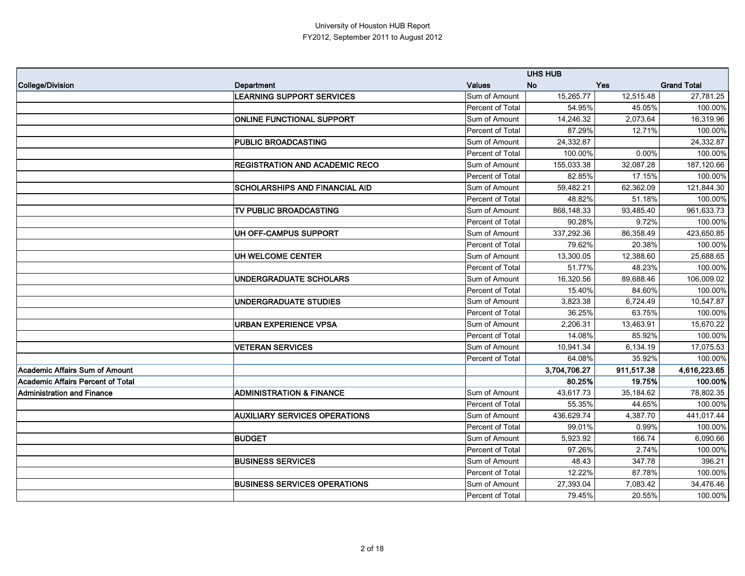University of Houston HUB Report
FY2012, September 2011 to August 2012

| | | | UHS HUB | | |
|---|---|---|---|---|---|
| **College/Division** | **Department** | **Values** | **No** | **Yes** | **Grand Total** |
| | **LEARNING SUPPORT SERVICES** | Sum of Amount | 15,265.77 | 12,515.48 | 27,781.25 |
| | | Percent of Total | 54.95% | 45.05% | 100.00% |
| | **ONLINE FUNCTIONAL SUPPORT** | Sum of Amount | 14,246.32 | 2,073.64 | 16,319.96 |
| | | Percent of Total | 87.29% | 12.71% | 100.00% |
| | **PUBLIC BROADCASTING** | Sum of Amount | 24,332.87 | | 24,332.87 |
| | | Percent of Total | 100.00% | 0.00% | 100.00% |
| | **REGISTRATION AND ACADEMIC RECO** | Sum of Amount | 155,033.38 | 32,087.28 | 187,120.66 |
| | | Percent of Total | 82.85% | 17.15% | 100.00% |
| | **SCHOLARSHIPS AND FINANCIAL AID** | Sum of Amount | 59,482.21 | 62,362.09 | 121,844.30 |
| | | Percent of Total | 48.82% | 51.18% | 100.00% |
| | **TV PUBLIC BROADCASTING** | Sum of Amount | 868,148.33 | 93,485.40 | 961,633.73 |
| | | Percent of Total | 90.28% | 9.72% | 100.00% |
| | **UH OFF-CAMPUS SUPPORT** | Sum of Amount | 337,292.36 | 86,358.49 | 423,650.85 |
| | | Percent of Total | 79.62% | 20.38% | 100.00% |
| | **UH WELCOME CENTER** | Sum of Amount | 13,300.05 | 12,388.60 | 25,688.65 |
| | | Percent of Total | 51.77% | 48.23% | 100.00% |
| | **UNDERGRADUATE SCHOLARS** | Sum of Amount | 16,320.56 | 89,688.46 | 106,009.02 |
| | | Percent of Total | 15.40% | 84.60% | 100.00% |
| | **UNDERGRADUATE STUDIES** | Sum of Amount | 3,823.38 | 6,724.49 | 10,547.87 |
| | | Percent of Total | 36.25% | 63.75% | 100.00% |
| | **URBAN EXPERIENCE VPSA** | Sum of Amount | 2,206.31 | 13,463.91 | 15,670.22 |
| | | Percent of Total | 14.08% | 85.92% | 100.00% |
| | **VETERAN SERVICES** | Sum of Amount | 10,941.34 | 6,134.19 | 17,075.53 |
| | | Percent of Total | 64.08% | 35.92% | 100.00% |
| **Academic Affairs Sum of Amount** | | | **3,704,706.27** | **911,517.38** | **4,616,223.65** |
| **Academic Affairs Percent of Total** | | | **80.25%** | **19.75%** | **100.00%** |
| **Administration and Finance** | **ADMINISTRATION & FINANCE** | Sum of Amount | 43,617.73 | 35,184.62 | 78,802.35 |
| | | Percent of Total | 55.35% | 44.65% | 100.00% |
| | **AUXILIARY SERVICES OPERATIONS** | Sum of Amount | 436,629.74 | 4,387.70 | 441,017.44 |
| | | Percent of Total | 99.01% | 0.99% | 100.00% |
| | **BUDGET** | Sum of Amount | 5,923.92 | 166.74 | 6,090.66 |
| | | Percent of Total | 97.26% | 2.74% | 100.00% |
| | **BUSINESS SERVICES** | Sum of Amount | 48.43 | 347.78 | 396.21 |
| | | Percent of Total | 12.22% | 87.78% | 100.00% |
| | **BUSINESS SERVICES OPERATIONS** | Sum of Amount | 27,393.04 | 7,083.42 | 34,476.46 |
| | | Percent of Total | 79.45% | 20.55% | 100.00% |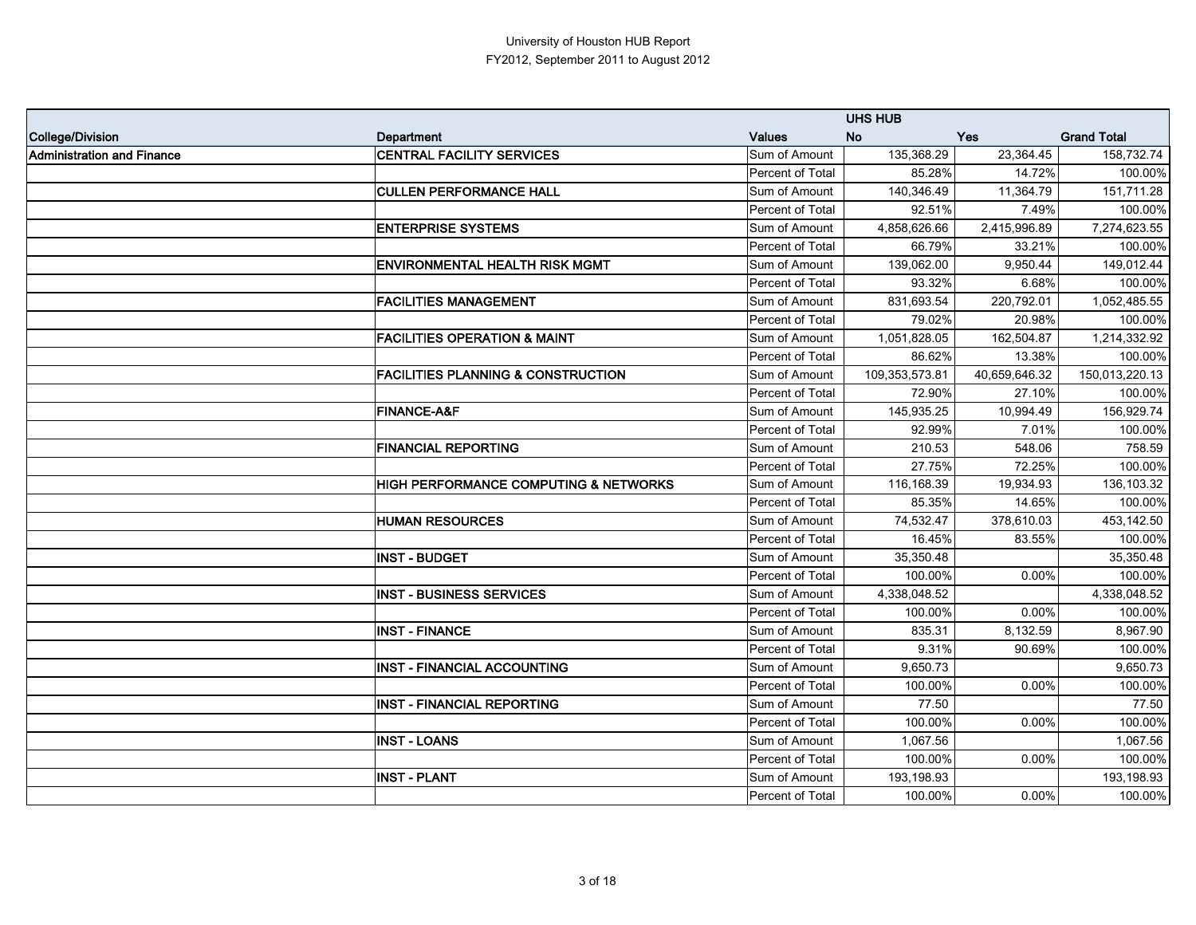University of Houston HUB Report
FY2012, September 2011 to August 2012

| | | | UHS HUB | | |
|---|---|---|---|---|---|
| College/Division | Department | Values | No | Yes | Grand Total |
| Administration and Finance | CENTRAL FACILITY SERVICES | Sum of Amount | 135,368.29 | 23,364.45 | 158,732.74 |
| | | Percent of Total | 85.28% | 14.72% | 100.00% |
| | CULLEN PERFORMANCE HALL | Sum of Amount | 140,346.49 | 11,364.79 | 151,711.28 |
| | | Percent of Total | 92.51% | 7.49% | 100.00% |
| | ENTERPRISE SYSTEMS | Sum of Amount | 4,858,626.66 | 2,415,996.89 | 7,274,623.55 |
| | | Percent of Total | 66.79% | 33.21% | 100.00% |
| | ENVIRONMENTAL HEALTH RISK MGMT | Sum of Amount | 139,062.00 | 9,950.44 | 149,012.44 |
| | | Percent of Total | 93.32% | 6.68% | 100.00% |
| | FACILITIES MANAGEMENT | Sum of Amount | 831,693.54 | 220,792.01 | 1,052,485.55 |
| | | Percent of Total | 79.02% | 20.98% | 100.00% |
| | FACILITIES OPERATION & MAINT | Sum of Amount | 1,051,828.05 | 162,504.87 | 1,214,332.92 |
| | | Percent of Total | 86.62% | 13.38% | 100.00% |
| | FACILITIES PLANNING & CONSTRUCTION | Sum of Amount | 109,353,573.81 | 40,659,646.32 | 150,013,220.13 |
| | | Percent of Total | 72.90% | 27.10% | 100.00% |
| | FINANCE-A&F | Sum of Amount | 145,935.25 | 10,994.49 | 156,929.74 |
| | | Percent of Total | 92.99% | 7.01% | 100.00% |
| | FINANCIAL REPORTING | Sum of Amount | 210.53 | 548.06 | 758.59 |
| | | Percent of Total | 27.75% | 72.25% | 100.00% |
| | HIGH PERFORMANCE COMPUTING & NETWORKS | Sum of Amount | 116,168.39 | 19,934.93 | 136,103.32 |
| | | Percent of Total | 85.35% | 14.65% | 100.00% |
| | HUMAN RESOURCES | Sum of Amount | 74,532.47 | 378,610.03 | 453,142.50 |
| | | Percent of Total | 16.45% | 83.55% | 100.00% |
| | INST - BUDGET | Sum of Amount | 35,350.48 | | 35,350.48 |
| | | Percent of Total | 100.00% | 0.00% | 100.00% |
| | INST - BUSINESS SERVICES | Sum of Amount | 4,338,048.52 | | 4,338,048.52 |
| | | Percent of Total | 100.00% | 0.00% | 100.00% |
| | INST - FINANCE | Sum of Amount | 835.31 | 8,132.59 | 8,967.90 |
| | | Percent of Total | 9.31% | 90.69% | 100.00% |
| | INST - FINANCIAL ACCOUNTING | Sum of Amount | 9,650.73 | | 9,650.73 |
| | | Percent of Total | 100.00% | 0.00% | 100.00% |
| | INST - FINANCIAL REPORTING | Sum of Amount | 77.50 | | 77.50 |
| | | Percent of Total | 100.00% | 0.00% | 100.00% |
| | INST - LOANS | Sum of Amount | 1,067.56 | | 1,067.56 |
| | | Percent of Total | 100.00% | 0.00% | 100.00% |
| | INST - PLANT | Sum of Amount | 193,198.93 | | 193,198.93 |
| | | Percent of Total | 100.00% | 0.00% | 100.00% |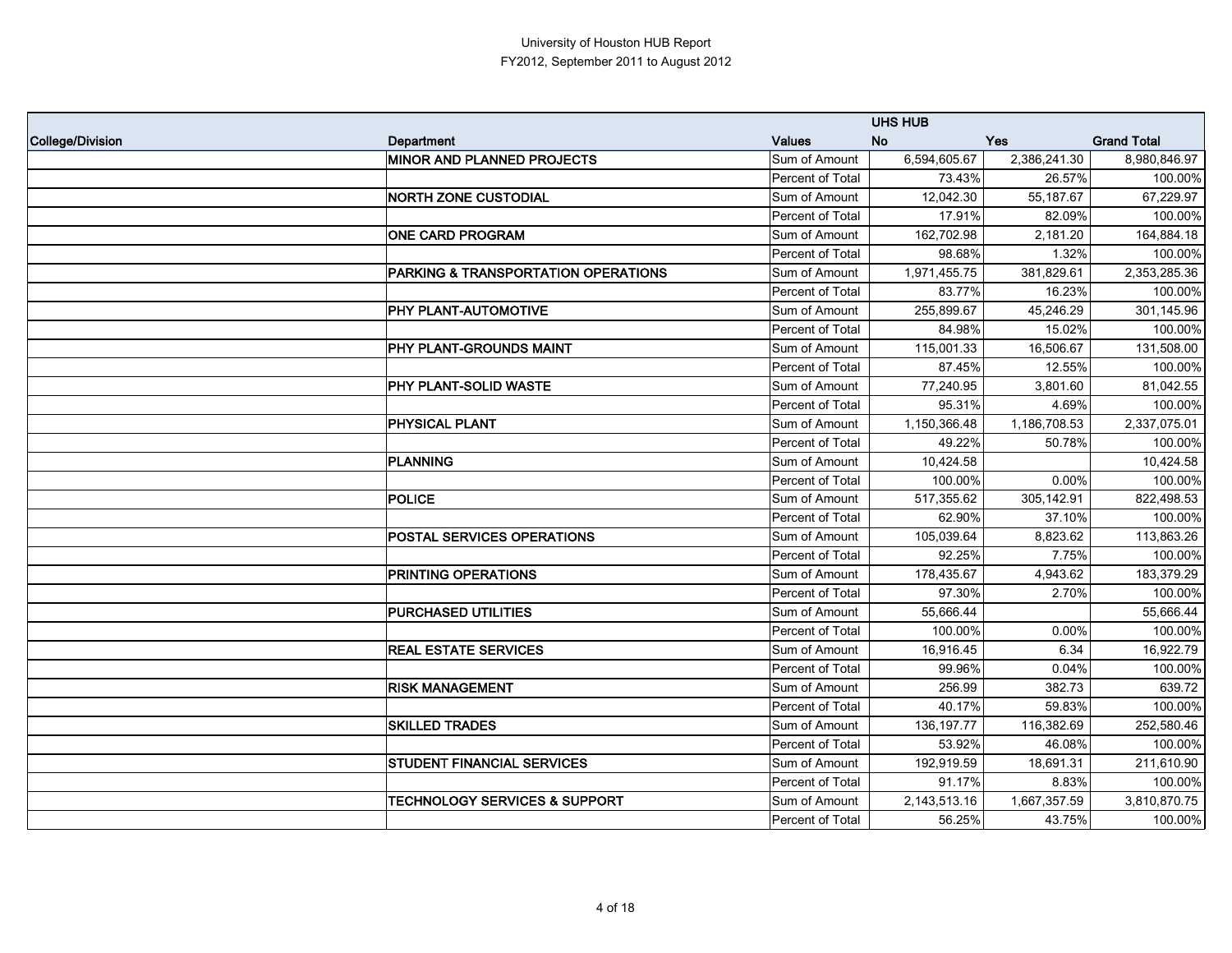University of Houston HUB Report
FY2012, September 2011 to August 2012

| | | | UHS HUB | | |
|---|---|---|---|---|---|
| College/Division | Department | Values | No | Yes | Grand Total |
| | MINOR AND PLANNED PROJECTS | Sum of Amount | 6,594,605.67 | 2,386,241.30 | 8,980,846.97 |
| | | Percent of Total | 73.43% | 26.57% | 100.00% |
| | NORTH ZONE CUSTODIAL | Sum of Amount | 12,042.30 | 55,187.67 | 67,229.97 |
| | | Percent of Total | 17.91% | 82.09% | 100.00% |
| | ONE CARD PROGRAM | Sum of Amount | 162,702.98 | 2,181.20 | 164,884.18 |
| | | Percent of Total | 98.68% | 1.32% | 100.00% |
| | PARKING & TRANSPORTATION OPERATIONS | Sum of Amount | 1,971,455.75 | 381,829.61 | 2,353,285.36 |
| | | Percent of Total | 83.77% | 16.23% | 100.00% |
| | PHY PLANT-AUTOMOTIVE | Sum of Amount | 255,899.67 | 45,246.29 | 301,145.96 |
| | | Percent of Total | 84.98% | 15.02% | 100.00% |
| | PHY PLANT-GROUNDS MAINT | Sum of Amount | 115,001.33 | 16,506.67 | 131,508.00 |
| | | Percent of Total | 87.45% | 12.55% | 100.00% |
| | PHY PLANT-SOLID WASTE | Sum of Amount | 77,240.95 | 3,801.60 | 81,042.55 |
| | | Percent of Total | 95.31% | 4.69% | 100.00% |
| | PHYSICAL PLANT | Sum of Amount | 1,150,366.48 | 1,186,708.53 | 2,337,075.01 |
| | | Percent of Total | 49.22% | 50.78% | 100.00% |
| | PLANNING | Sum of Amount | 10,424.58 | | 10,424.58 |
| | | Percent of Total | 100.00% | 0.00% | 100.00% |
| | POLICE | Sum of Amount | 517,355.62 | 305,142.91 | 822,498.53 |
| | | Percent of Total | 62.90% | 37.10% | 100.00% |
| | POSTAL SERVICES OPERATIONS | Sum of Amount | 105,039.64 | 8,823.62 | 113,863.26 |
| | | Percent of Total | 92.25% | 7.75% | 100.00% |
| | PRINTING OPERATIONS | Sum of Amount | 178,435.67 | 4,943.62 | 183,379.29 |
| | | Percent of Total | 97.30% | 2.70% | 100.00% |
| | PURCHASED UTILITIES | Sum of Amount | 55,666.44 | | 55,666.44 |
| | | Percent of Total | 100.00% | 0.00% | 100.00% |
| | REAL ESTATE SERVICES | Sum of Amount | 16,916.45 | 6.34 | 16,922.79 |
| | | Percent of Total | 99.96% | 0.04% | 100.00% |
| | RISK MANAGEMENT | Sum of Amount | 256.99 | 382.73 | 639.72 |
| | | Percent of Total | 40.17% | 59.83% | 100.00% |
| | SKILLED TRADES | Sum of Amount | 136,197.77 | 116,382.69 | 252,580.46 |
| | | Percent of Total | 53.92% | 46.08% | 100.00% |
| | STUDENT FINANCIAL SERVICES | Sum of Amount | 192,919.59 | 18,691.31 | 211,610.90 |
| | | Percent of Total | 91.17% | 8.83% | 100.00% |
| | TECHNOLOGY SERVICES & SUPPORT | Sum of Amount | 2,143,513.16 | 1,667,357.59 | 3,810,870.75 |
| | | Percent of Total | 56.25% | 43.75% | 100.00% |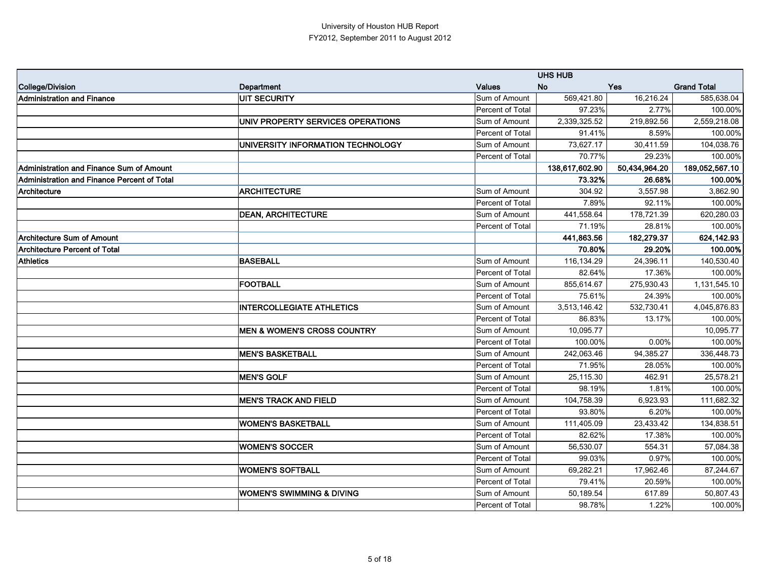University of Houston HUB Report
FY2012, September 2011 to August 2012

| | | | UHS HUB | | |
|---|---|---|---|---|---|
| **College/Division** | **Department** | **Values** | **No** | **Yes** | **Grand Total** |
| **Administration and Finance** | **UIT SECURITY** | Sum of Amount | 569,421.80 | 16,216.24 | 585,638.04 |
| | | Percent of Total | 97.23% | 2.77% | 100.00% |
| | **UNIV PROPERTY SERVICES OPERATIONS** | Sum of Amount | 2,339,325.52 | 219,892.56 | 2,559,218.08 |
| | | Percent of Total | 91.41% | 8.59% | 100.00% |
| | **UNIVERSITY INFORMATION TECHNOLOGY** | Sum of Amount | 73,627.17 | 30,411.59 | 104,038.76 |
| | | Percent of Total | 70.77% | 29.23% | 100.00% |
| **Administration and Finance Sum of Amount** | | | **138,617,602.90** | **50,434,964.20** | **189,052,567.10** |
| **Administration and Finance Percent of Total** | | | **73.32%** | **26.68%** | **100.00%** |
| **Architecture** | **ARCHITECTURE** | Sum of Amount | 304.92 | 3,557.98 | 3,862.90 |
| | | Percent of Total | 7.89% | 92.11% | 100.00% |
| | **DEAN, ARCHITECTURE** | Sum of Amount | 441,558.64 | 178,721.39 | 620,280.03 |
| | | Percent of Total | 71.19% | 28.81% | 100.00% |
| **Architecture Sum of Amount** | | | **441,863.56** | **182,279.37** | **624,142.93** |
| **Architecture Percent of Total** | | | **70.80%** | **29.20%** | **100.00%** |
| **Athletics** | **BASEBALL** | Sum of Amount | 116,134.29 | 24,396.11 | 140,530.40 |
| | | Percent of Total | 82.64% | 17.36% | 100.00% |
| | **FOOTBALL** | Sum of Amount | 855,614.67 | 275,930.43 | 1,131,545.10 |
| | | Percent of Total | 75.61% | 24.39% | 100.00% |
| | **INTERCOLLEGIATE ATHLETICS** | Sum of Amount | 3,513,146.42 | 532,730.41 | 4,045,876.83 |
| | | Percent of Total | 86.83% | 13.17% | 100.00% |
| | **MEN & WOMEN'S CROSS COUNTRY** | Sum of Amount | 10,095.77 | | 10,095.77 |
| | | Percent of Total | 100.00% | 0.00% | 100.00% |
| | **MEN'S BASKETBALL** | Sum of Amount | 242,063.46 | 94,385.27 | 336,448.73 |
| | | Percent of Total | 71.95% | 28.05% | 100.00% |
| | **MEN'S GOLF** | Sum of Amount | 25,115.30 | 462.91 | 25,578.21 |
| | | Percent of Total | 98.19% | 1.81% | 100.00% |
| | **MEN'S TRACK AND FIELD** | Sum of Amount | 104,758.39 | 6,923.93 | 111,682.32 |
| | | Percent of Total | 93.80% | 6.20% | 100.00% |
| | **WOMEN'S BASKETBALL** | Sum of Amount | 111,405.09 | 23,433.42 | 134,838.51 |
| | | Percent of Total | 82.62% | 17.38% | 100.00% |
| | **WOMEN'S SOCCER** | Sum of Amount | 56,530.07 | 554.31 | 57,084.38 |
| | | Percent of Total | 99.03% | 0.97% | 100.00% |
| | **WOMEN'S SOFTBALL** | Sum of Amount | 69,282.21 | 17,962.46 | 87,244.67 |
| | | Percent of Total | 79.41% | 20.59% | 100.00% |
| | **WOMEN'S SWIMMING & DIVING** | Sum of Amount | 50,189.54 | 617.89 | 50,807.43 |
| | | Percent of Total | 98.78% | 1.22% | 100.00% |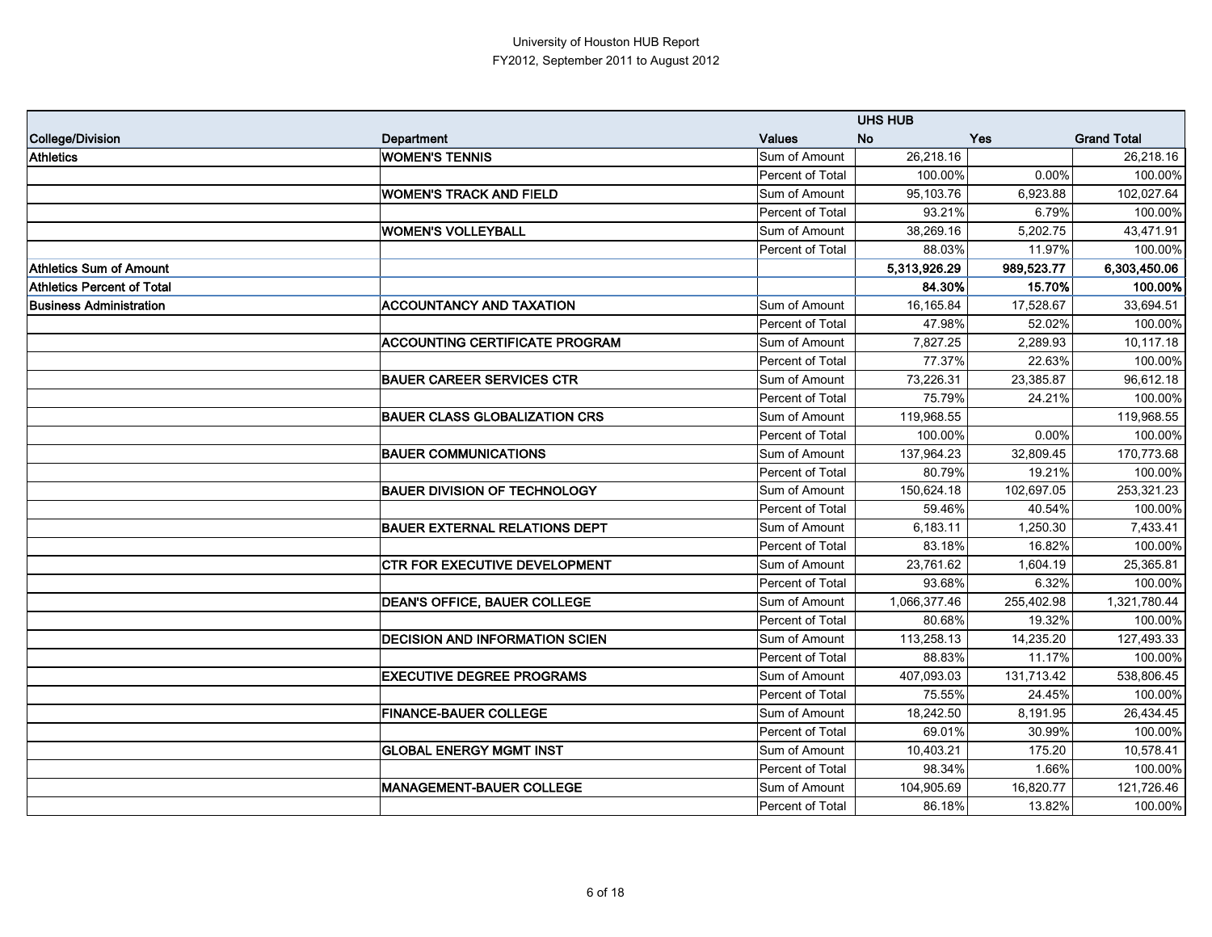University of Houston HUB Report
FY2012, September 2011 to August 2012

| | | | UHS HUB | | |
|---|---|---|---|---|---|
| College/Division | Department | Values | No | Yes | Grand Total |
| Athletics | WOMEN'S TENNIS | Sum of Amount | 26,218.16 | | 26,218.16 |
| | | Percent of Total | 100.00% | 0.00% | 100.00% |
| | WOMEN'S TRACK AND FIELD | Sum of Amount | 95,103.76 | 6,923.88 | 102,027.64 |
| | | Percent of Total | 93.21% | 6.79% | 100.00% |
| | WOMEN'S VOLLEYBALL | Sum of Amount | 38,269.16 | 5,202.75 | 43,471.91 |
| | | Percent of Total | 88.03% | 11.97% | 100.00% |
| **Athletics Sum of Amount** | | | **5,313,926.29** | **989,523.77** | **6,303,450.06** |
| **Athletics Percent of Total** | | | **84.30%** | **15.70%** | **100.00%** |
| Business Administration | ACCOUNTANCY AND TAXATION | Sum of Amount | 16,165.84 | 17,528.67 | 33,694.51 |
| | | Percent of Total | 47.98% | 52.02% | 100.00% |
| | ACCOUNTING CERTIFICATE PROGRAM | Sum of Amount | 7,827.25 | 2,289.93 | 10,117.18 |
| | | Percent of Total | 77.37% | 22.63% | 100.00% |
| | BAUER CAREER SERVICES CTR | Sum of Amount | 73,226.31 | 23,385.87 | 96,612.18 |
| | | Percent of Total | 75.79% | 24.21% | 100.00% |
| | BAUER CLASS GLOBALIZATION CRS | Sum of Amount | 119,968.55 | | 119,968.55 |
| | | Percent of Total | 100.00% | 0.00% | 100.00% |
| | BAUER COMMUNICATIONS | Sum of Amount | 137,964.23 | 32,809.45 | 170,773.68 |
| | | Percent of Total | 80.79% | 19.21% | 100.00% |
| | BAUER DIVISION OF TECHNOLOGY | Sum of Amount | 150,624.18 | 102,697.05 | 253,321.23 |
| | | Percent of Total | 59.46% | 40.54% | 100.00% |
| | BAUER EXTERNAL RELATIONS DEPT | Sum of Amount | 6,183.11 | 1,250.30 | 7,433.41 |
| | | Percent of Total | 83.18% | 16.82% | 100.00% |
| | CTR FOR EXECUTIVE DEVELOPMENT | Sum of Amount | 23,761.62 | 1,604.19 | 25,365.81 |
| | | Percent of Total | 93.68% | 6.32% | 100.00% |
| | DEAN'S OFFICE, BAUER COLLEGE | Sum of Amount | 1,066,377.46 | 255,402.98 | 1,321,780.44 |
| | | Percent of Total | 80.68% | 19.32% | 100.00% |
| | DECISION AND INFORMATION SCIEN | Sum of Amount | 113,258.13 | 14,235.20 | 127,493.33 |
| | | Percent of Total | 88.83% | 11.17% | 100.00% |
| | EXECUTIVE DEGREE PROGRAMS | Sum of Amount | 407,093.03 | 131,713.42 | 538,806.45 |
| | | Percent of Total | 75.55% | 24.45% | 100.00% |
| | FINANCE-BAUER COLLEGE | Sum of Amount | 18,242.50 | 8,191.95 | 26,434.45 |
| | | Percent of Total | 69.01% | 30.99% | 100.00% |
| | GLOBAL ENERGY MGMT INST | Sum of Amount | 10,403.21 | 175.20 | 10,578.41 |
| | | Percent of Total | 98.34% | 1.66% | 100.00% |
| | MANAGEMENT-BAUER COLLEGE | Sum of Amount | 104,905.69 | 16,820.77 | 121,726.46 |
| | | Percent of Total | 86.18% | 13.82% | 100.00% |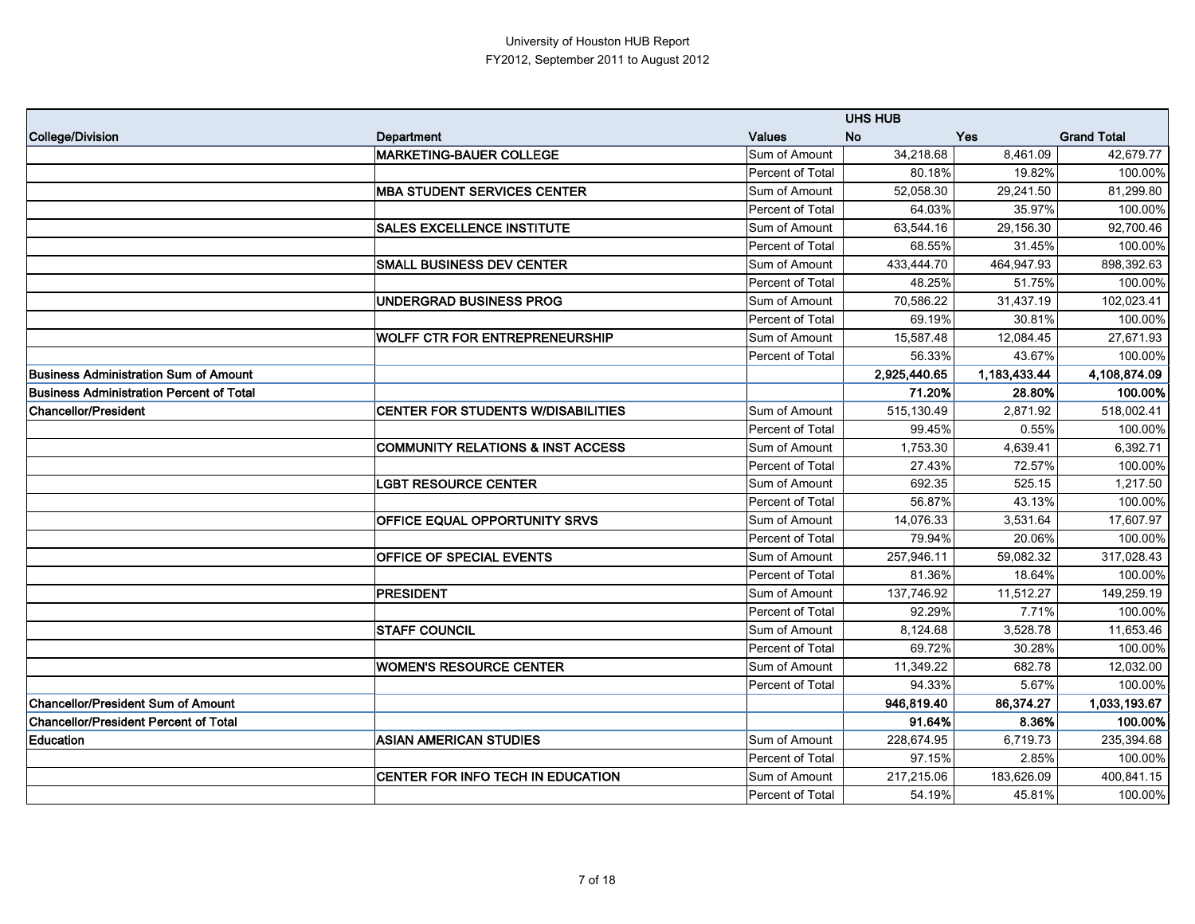University of Houston HUB Report
FY2012, September 2011 to August 2012

| | | | UHS HUB | | |
|---|---|---|---|---|---|
| **College/Division** | **Department** | **Values** | **No** | **Yes** | **Grand Total** |
| | **MARKETING-BAUER COLLEGE** | Sum of Amount | 34,218.68 | 8,461.09 | 42,679.77 |
| | | Percent of Total | 80.18% | 19.82% | 100.00% |
| | **MBA STUDENT SERVICES CENTER** | Sum of Amount | 52,058.30 | 29,241.50 | 81,299.80 |
| | | Percent of Total | 64.03% | 35.97% | 100.00% |
| | **SALES EXCELLENCE INSTITUTE** | Sum of Amount | 63,544.16 | 29,156.30 | 92,700.46 |
| | | Percent of Total | 68.55% | 31.45% | 100.00% |
| | **SMALL BUSINESS DEV CENTER** | Sum of Amount | 433,444.70 | 464,947.93 | 898,392.63 |
| | | Percent of Total | 48.25% | 51.75% | 100.00% |
| | **UNDERGRAD BUSINESS PROG** | Sum of Amount | 70,586.22 | 31,437.19 | 102,023.41 |
| | | Percent of Total | 69.19% | 30.81% | 100.00% |
| | **WOLFF CTR FOR ENTREPRENEURSHIP** | Sum of Amount | 15,587.48 | 12,084.45 | 27,671.93 |
| | | Percent of Total | 56.33% | 43.67% | 100.00% |
| **Business Administration Sum of Amount** | | | **2,925,440.65** | **1,183,433.44** | **4,108,874.09** |
| **Business Administration Percent of Total** | | | **71.20%** | **28.80%** | **100.00%** |
| **Chancellor/President** | **CENTER FOR STUDENTS W/DISABILITIES** | Sum of Amount | 515,130.49 | 2,871.92 | 518,002.41 |
| | | Percent of Total | 99.45% | 0.55% | 100.00% |
| | **COMMUNITY RELATIONS & INST ACCESS** | Sum of Amount | 1,753.30 | 4,639.41 | 6,392.71 |
| | | Percent of Total | 27.43% | 72.57% | 100.00% |
| | **LGBT RESOURCE CENTER** | Sum of Amount | 692.35 | 525.15 | 1,217.50 |
| | | Percent of Total | 56.87% | 43.13% | 100.00% |
| | **OFFICE EQUAL OPPORTUNITY SRVS** | Sum of Amount | 14,076.33 | 3,531.64 | 17,607.97 |
| | | Percent of Total | 79.94% | 20.06% | 100.00% |
| | **OFFICE OF SPECIAL EVENTS** | Sum of Amount | 257,946.11 | 59,082.32 | 317,028.43 |
| | | Percent of Total | 81.36% | 18.64% | 100.00% |
| | **PRESIDENT** | Sum of Amount | 137,746.92 | 11,512.27 | 149,259.19 |
| | | Percent of Total | 92.29% | 7.71% | 100.00% |
| | **STAFF COUNCIL** | Sum of Amount | 8,124.68 | 3,528.78 | 11,653.46 |
| | | Percent of Total | 69.72% | 30.28% | 100.00% |
| | **WOMEN'S RESOURCE CENTER** | Sum of Amount | 11,349.22 | 682.78 | 12,032.00 |
| | | Percent of Total | 94.33% | 5.67% | 100.00% |
| **Chancellor/President Sum of Amount** | | | **946,819.40** | **86,374.27** | **1,033,193.67** |
| **Chancellor/President Percent of Total** | | | **91.64%** | **8.36%** | **100.00%** |
| **Education** | **ASIAN AMERICAN STUDIES** | Sum of Amount | 228,674.95 | 6,719.73 | 235,394.68 |
| | | Percent of Total | 97.15% | 2.85% | 100.00% |
| | **CENTER FOR INFO TECH IN EDUCATION** | Sum of Amount | 217,215.06 | 183,626.09 | 400,841.15 |
| | | Percent of Total | 54.19% | 45.81% | 100.00% |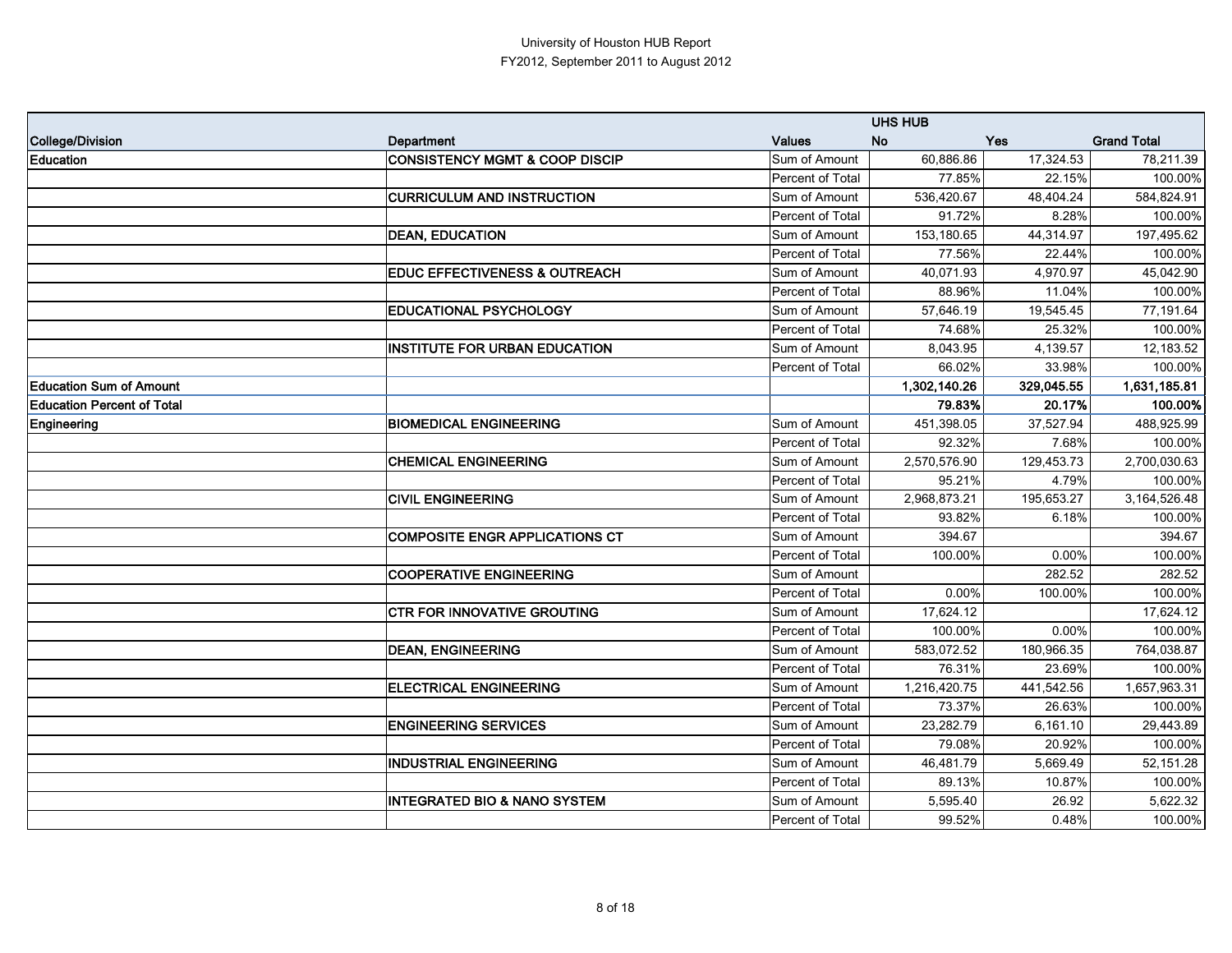University of Houston HUB Report
FY2012, September 2011 to August 2012

| | | | UHS HUB | | |
|---|---|---|---|---|---|
| **College/Division** | **Department** | **Values** | **No** | **Yes** | **Grand Total** |
| **Education** | **CONSISTENCY MGMT & COOP DISCIP** | Sum of Amount | 60,886.86 | 17,324.53 | 78,211.39 |
| | | Percent of Total | 77.85% | 22.15% | 100.00% |
| | **CURRICULUM AND INSTRUCTION** | Sum of Amount | 536,420.67 | 48,404.24 | 584,824.91 |
| | | Percent of Total | 91.72% | 8.28% | 100.00% |
| | **DEAN, EDUCATION** | Sum of Amount | 153,180.65 | 44,314.97 | 197,495.62 |
| | | Percent of Total | 77.56% | 22.44% | 100.00% |
| | **EDUC EFFECTIVENESS & OUTREACH** | Sum of Amount | 40,071.93 | 4,970.97 | 45,042.90 |
| | | Percent of Total | 88.96% | 11.04% | 100.00% |
| | **EDUCATIONAL PSYCHOLOGY** | Sum of Amount | 57,646.19 | 19,545.45 | 77,191.64 |
| | | Percent of Total | 74.68% | 25.32% | 100.00% |
| | **INSTITUTE FOR URBAN EDUCATION** | Sum of Amount | 8,043.95 | 4,139.57 | 12,183.52 |
| | | Percent of Total | 66.02% | 33.98% | 100.00% |
| **Education Sum of Amount** | | | **1,302,140.26** | **329,045.55** | **1,631,185.81** |
| **Education Percent of Total** | | | **79.83%** | **20.17%** | **100.00%** |
| **Engineering** | **BIOMEDICAL ENGINEERING** | Sum of Amount | 451,398.05 | 37,527.94 | 488,925.99 |
| | | Percent of Total | 92.32% | 7.68% | 100.00% |
| | **CHEMICAL ENGINEERING** | Sum of Amount | 2,570,576.90 | 129,453.73 | 2,700,030.63 |
| | | Percent of Total | 95.21% | 4.79% | 100.00% |
| | **CIVIL ENGINEERING** | Sum of Amount | 2,968,873.21 | 195,653.27 | 3,164,526.48 |
| | | Percent of Total | 93.82% | 6.18% | 100.00% |
| | **COMPOSITE ENGR APPLICATIONS CT** | Sum of Amount | 394.67 | | 394.67 |
| | | Percent of Total | 100.00% | 0.00% | 100.00% |
| | **COOPERATIVE ENGINEERING** | Sum of Amount | | 282.52 | 282.52 |
| | | Percent of Total | 0.00% | 100.00% | 100.00% |
| | **CTR FOR INNOVATIVE GROUTING** | Sum of Amount | 17,624.12 | | 17,624.12 |
| | | Percent of Total | 100.00% | 0.00% | 100.00% |
| | **DEAN, ENGINEERING** | Sum of Amount | 583,072.52 | 180,966.35 | 764,038.87 |
| | | Percent of Total | 76.31% | 23.69% | 100.00% |
| | **ELECTRICAL ENGINEERING** | Sum of Amount | 1,216,420.75 | 441,542.56 | 1,657,963.31 |
| | | Percent of Total | 73.37% | 26.63% | 100.00% |
| | **ENGINEERING SERVICES** | Sum of Amount | 23,282.79 | 6,161.10 | 29,443.89 |
| | | Percent of Total | 79.08% | 20.92% | 100.00% |
| | **INDUSTRIAL ENGINEERING** | Sum of Amount | 46,481.79 | 5,669.49 | 52,151.28 |
| | | Percent of Total | 89.13% | 10.87% | 100.00% |
| | **INTEGRATED BIO & NANO SYSTEM** | Sum of Amount | 5,595.40 | 26.92 | 5,622.32 |
| | | Percent of Total | 99.52% | 0.48% | 100.00% |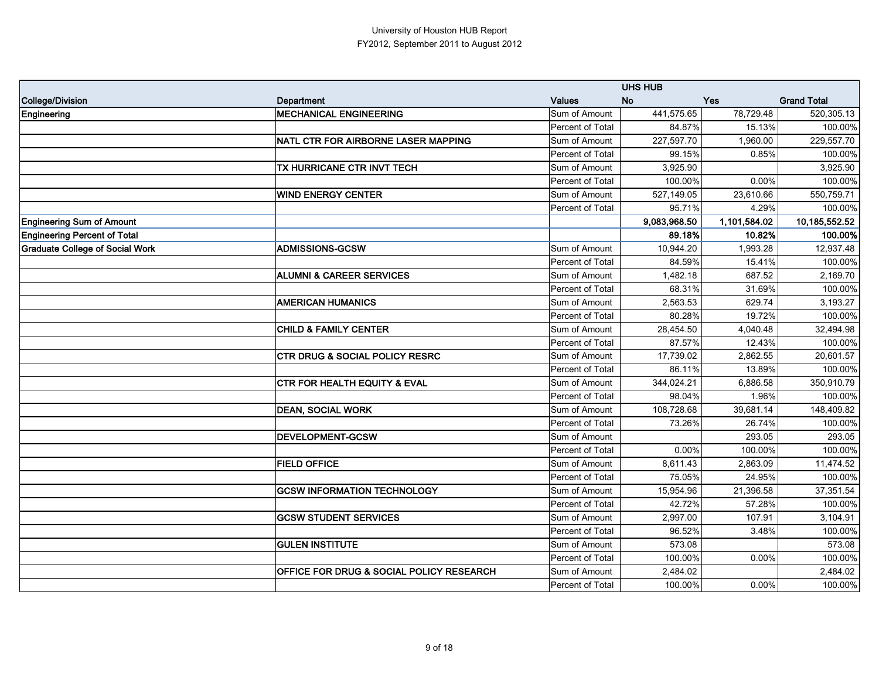University of Houston HUB Report
FY2012, September 2011 to August 2012

| College/Division | Department | Values | UHS HUB No | UHS HUB Yes | Grand Total |
|---|---|---|---|---|---|
| Engineering | MECHANICAL ENGINEERING | Sum of Amount | 441,575.65 | 78,729.48 | 520,305.13 |
| | | Percent of Total | 84.87% | 15.13% | 100.00% |
| | NATL CTR FOR AIRBORNE LASER MAPPING | Sum of Amount | 227,597.70 | 1,960.00 | 229,557.70 |
| | | Percent of Total | 99.15% | 0.85% | 100.00% |
| | TX HURRICANE CTR INVT TECH | Sum of Amount | 3,925.90 | | 3,925.90 |
| | | Percent of Total | 100.00% | 0.00% | 100.00% |
| | WIND ENERGY CENTER | Sum of Amount | 527,149.05 | 23,610.66 | 550,759.71 |
| | | Percent of Total | 95.71% | 4.29% | 100.00% |
| **Engineering Sum of Amount** | | | **9,083,968.50** | **1,101,584.02** | **10,185,552.52** |
| **Engineering Percent of Total** | | | **89.18%** | **10.82%** | **100.00%** |
| Graduate College of Social Work | ADMISSIONS-GCSW | Sum of Amount | 10,944.20 | 1,993.28 | 12,937.48 |
| | | Percent of Total | 84.59% | 15.41% | 100.00% |
| | ALUMNI & CAREER SERVICES | Sum of Amount | 1,482.18 | 687.52 | 2,169.70 |
| | | Percent of Total | 68.31% | 31.69% | 100.00% |
| | AMERICAN HUMANICS | Sum of Amount | 2,563.53 | 629.74 | 3,193.27 |
| | | Percent of Total | 80.28% | 19.72% | 100.00% |
| | CHILD & FAMILY CENTER | Sum of Amount | 28,454.50 | 4,040.48 | 32,494.98 |
| | | Percent of Total | 87.57% | 12.43% | 100.00% |
| | CTR DRUG & SOCIAL POLICY RESRC | Sum of Amount | 17,739.02 | 2,862.55 | 20,601.57 |
| | | Percent of Total | 86.11% | 13.89% | 100.00% |
| | CTR FOR HEALTH EQUITY & EVAL | Sum of Amount | 344,024.21 | 6,886.58 | 350,910.79 |
| | | Percent of Total | 98.04% | 1.96% | 100.00% |
| | DEAN, SOCIAL WORK | Sum of Amount | 108,728.68 | 39,681.14 | 148,409.82 |
| | | Percent of Total | 73.26% | 26.74% | 100.00% |
| | DEVELOPMENT-GCSW | Sum of Amount | | 293.05 | 293.05 |
| | | Percent of Total | 0.00% | 100.00% | 100.00% |
| | FIELD OFFICE | Sum of Amount | 8,611.43 | 2,863.09 | 11,474.52 |
| | | Percent of Total | 75.05% | 24.95% | 100.00% |
| | GCSW INFORMATION TECHNOLOGY | Sum of Amount | 15,954.96 | 21,396.58 | 37,351.54 |
| | | Percent of Total | 42.72% | 57.28% | 100.00% |
| | GCSW STUDENT SERVICES | Sum of Amount | 2,997.00 | 107.91 | 3,104.91 |
| | | Percent of Total | 96.52% | 3.48% | 100.00% |
| | GULEN INSTITUTE | Sum of Amount | 573.08 | | 573.08 |
| | | Percent of Total | 100.00% | 0.00% | 100.00% |
| | OFFICE FOR DRUG & SOCIAL POLICY RESEARCH | Sum of Amount | 2,484.02 | | 2,484.02 |
| | | Percent of Total | 100.00% | 0.00% | 100.00% |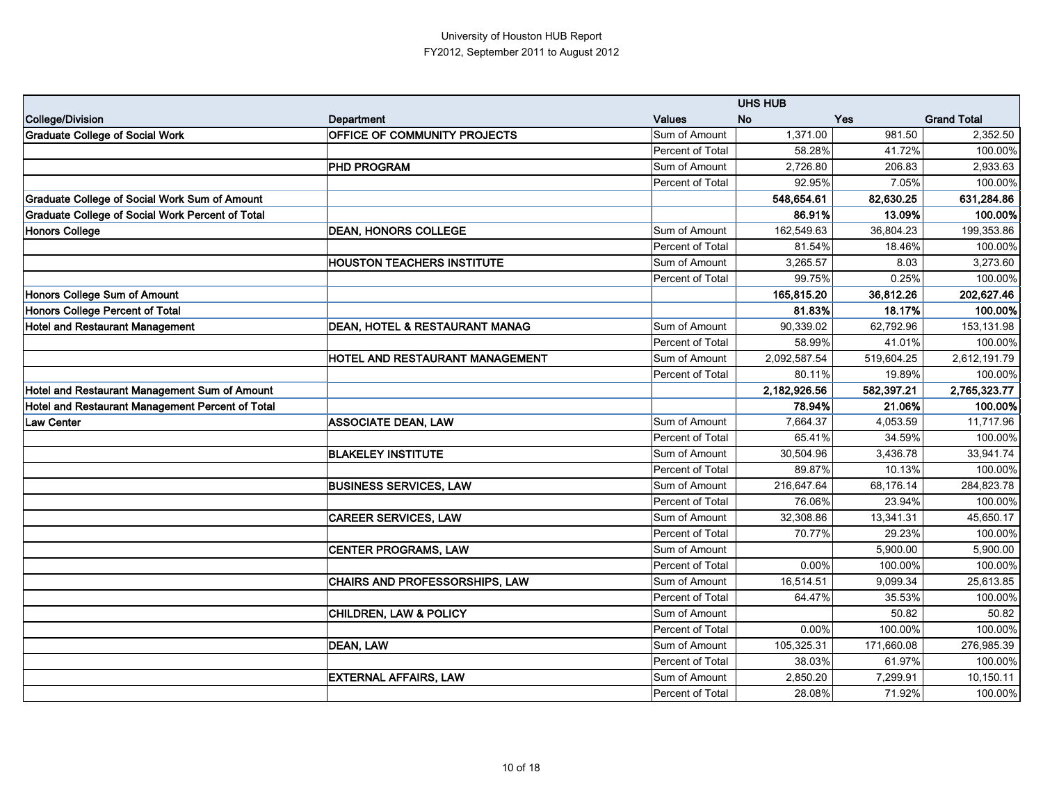University of Houston HUB Report
FY2012, September 2011 to August 2012

| | | | UHS HUB | | |
|---|---|---|---|---|---|
| **College/Division** | **Department** | **Values** | **No** | **Yes** | **Grand Total** |
| **Graduate College of Social Work** | **OFFICE OF COMMUNITY PROJECTS** | Sum of Amount | 1,371.00 | 981.50 | 2,352.50 |
| | | Percent of Total | 58.28% | 41.72% | 100.00% |
| | **PHD PROGRAM** | Sum of Amount | 2,726.80 | 206.83 | 2,933.63 |
| | | Percent of Total | 92.95% | 7.05% | 100.00% |
| **Graduate College of Social Work Sum of Amount** | | | **548,654.61** | **82,630.25** | **631,284.86** |
| **Graduate College of Social Work Percent of Total** | | | **86.91%** | **13.09%** | **100.00%** |
| **Honors College** | **DEAN, HONORS COLLEGE** | Sum of Amount | 162,549.63 | 36,804.23 | 199,353.86 |
| | | Percent of Total | 81.54% | 18.46% | 100.00% |
| | **HOUSTON TEACHERS INSTITUTE** | Sum of Amount | 3,265.57 | 8.03 | 3,273.60 |
| | | Percent of Total | 99.75% | 0.25% | 100.00% |
| **Honors College Sum of Amount** | | | **165,815.20** | **36,812.26** | **202,627.46** |
| **Honors College Percent of Total** | | | **81.83%** | **18.17%** | **100.00%** |
| **Hotel and Restaurant Management** | **DEAN, HOTEL & RESTAURANT MANAG** | Sum of Amount | 90,339.02 | 62,792.96 | 153,131.98 |
| | | Percent of Total | 58.99% | 41.01% | 100.00% |
| | **HOTEL AND RESTAURANT MANAGEMENT** | Sum of Amount | 2,092,587.54 | 519,604.25 | 2,612,191.79 |
| | | Percent of Total | 80.11% | 19.89% | 100.00% |
| **Hotel and Restaurant Management Sum of Amount** | | | **2,182,926.56** | **582,397.21** | **2,765,323.77** |
| **Hotel and Restaurant Management Percent of Total** | | | **78.94%** | **21.06%** | **100.00%** |
| **Law Center** | **ASSOCIATE DEAN, LAW** | Sum of Amount | 7,664.37 | 4,053.59 | 11,717.96 |
| | | Percent of Total | 65.41% | 34.59% | 100.00% |
| | **BLAKELEY INSTITUTE** | Sum of Amount | 30,504.96 | 3,436.78 | 33,941.74 |
| | | Percent of Total | 89.87% | 10.13% | 100.00% |
| | **BUSINESS SERVICES, LAW** | Sum of Amount | 216,647.64 | 68,176.14 | 284,823.78 |
| | | Percent of Total | 76.06% | 23.94% | 100.00% |
| | **CAREER SERVICES, LAW** | Sum of Amount | 32,308.86 | 13,341.31 | 45,650.17 |
| | | Percent of Total | 70.77% | 29.23% | 100.00% |
| | **CENTER PROGRAMS, LAW** | Sum of Amount | | 5,900.00 | 5,900.00 |
| | | Percent of Total | 0.00% | 100.00% | 100.00% |
| | **CHAIRS AND PROFESSORSHIPS, LAW** | Sum of Amount | 16,514.51 | 9,099.34 | 25,613.85 |
| | | Percent of Total | 64.47% | 35.53% | 100.00% |
| | **CHILDREN, LAW & POLICY** | Sum of Amount | | 50.82 | 50.82 |
| | | Percent of Total | 0.00% | 100.00% | 100.00% |
| | **DEAN, LAW** | Sum of Amount | 105,325.31 | 171,660.08 | 276,985.39 |
| | | Percent of Total | 38.03% | 61.97% | 100.00% |
| | **EXTERNAL AFFAIRS, LAW** | Sum of Amount | 2,850.20 | 7,299.91 | 10,150.11 |
| | | Percent of Total | 28.08% | 71.92% | 100.00% |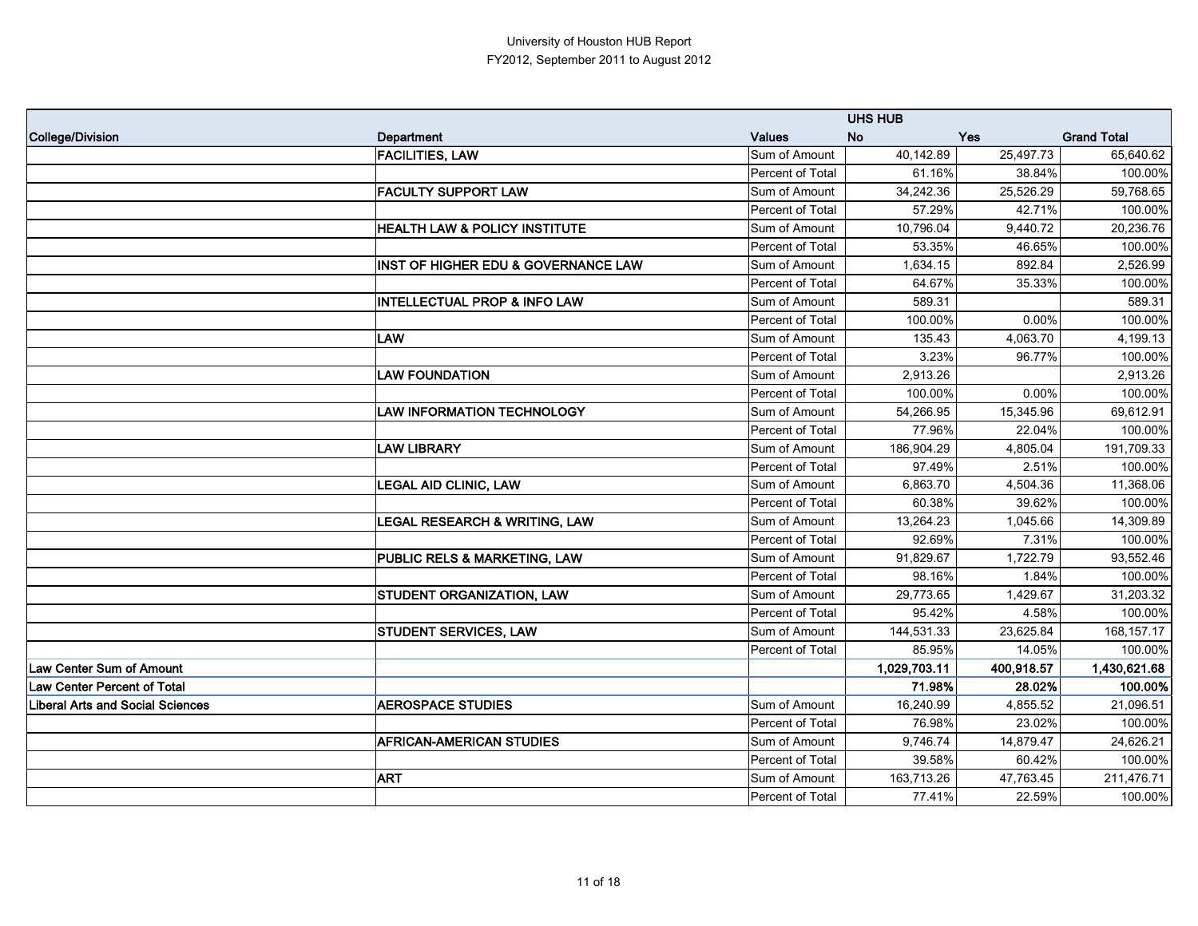University of Houston HUB Report
FY2012, September 2011 to August 2012

| | | | UHS HUB | | |
|---|---|---|---|---|---|
| **College/Division** | **Department** | **Values** | **No** | **Yes** | **Grand Total** |
| | **FACILITIES, LAW** | Sum of Amount | 40,142.89 | 25,497.73 | 65,640.62 |
| | | Percent of Total | 61.16% | 38.84% | 100.00% |
| | **FACULTY SUPPORT LAW** | Sum of Amount | 34,242.36 | 25,526.29 | 59,768.65 |
| | | Percent of Total | 57.29% | 42.71% | 100.00% |
| | **HEALTH LAW & POLICY INSTITUTE** | Sum of Amount | 10,796.04 | 9,440.72 | 20,236.76 |
| | | Percent of Total | 53.35% | 46.65% | 100.00% |
| | **INST OF HIGHER EDU & GOVERNANCE LAW** | Sum of Amount | 1,634.15 | 892.84 | 2,526.99 |
| | | Percent of Total | 64.67% | 35.33% | 100.00% |
| | **INTELLECTUAL PROP & INFO LAW** | Sum of Amount | 589.31 | | 589.31 |
| | | Percent of Total | 100.00% | 0.00% | 100.00% |
| | **LAW** | Sum of Amount | 135.43 | 4,063.70 | 4,199.13 |
| | | Percent of Total | 3.23% | 96.77% | 100.00% |
| | **LAW FOUNDATION** | Sum of Amount | 2,913.26 | | 2,913.26 |
| | | Percent of Total | 100.00% | 0.00% | 100.00% |
| | **LAW INFORMATION TECHNOLOGY** | Sum of Amount | 54,266.95 | 15,345.96 | 69,612.91 |
| | | Percent of Total | 77.96% | 22.04% | 100.00% |
| | **LAW LIBRARY** | Sum of Amount | 186,904.29 | 4,805.04 | 191,709.33 |
| | | Percent of Total | 97.49% | 2.51% | 100.00% |
| | **LEGAL AID CLINIC, LAW** | Sum of Amount | 6,863.70 | 4,504.36 | 11,368.06 |
| | | Percent of Total | 60.38% | 39.62% | 100.00% |
| | **LEGAL RESEARCH & WRITING, LAW** | Sum of Amount | 13,264.23 | 1,045.66 | 14,309.89 |
| | | Percent of Total | 92.69% | 7.31% | 100.00% |
| | **PUBLIC RELS & MARKETING, LAW** | Sum of Amount | 91,829.67 | 1,722.79 | 93,552.46 |
| | | Percent of Total | 98.16% | 1.84% | 100.00% |
| | **STUDENT ORGANIZATION, LAW** | Sum of Amount | 29,773.65 | 1,429.67 | 31,203.32 |
| | | Percent of Total | 95.42% | 4.58% | 100.00% |
| | **STUDENT SERVICES, LAW** | Sum of Amount | 144,531.33 | 23,625.84 | 168,157.17 |
| | | Percent of Total | 85.95% | 14.05% | 100.00% |
| **Law Center Sum of Amount** | | | **1,029,703.11** | **400,918.57** | **1,430,621.68** |
| **Law Center Percent of Total** | | | **71.98%** | **28.02%** | **100.00%** |
| **Liberal Arts and Social Sciences** | **AEROSPACE STUDIES** | Sum of Amount | 16,240.99 | 4,855.52 | 21,096.51 |
| | | Percent of Total | 76.98% | 23.02% | 100.00% |
| | **AFRICAN-AMERICAN STUDIES** | Sum of Amount | 9,746.74 | 14,879.47 | 24,626.21 |
| | | Percent of Total | 39.58% | 60.42% | 100.00% |
| | **ART** | Sum of Amount | 163,713.26 | 47,763.45 | 211,476.71 |
| | | Percent of Total | 77.41% | 22.59% | 100.00% |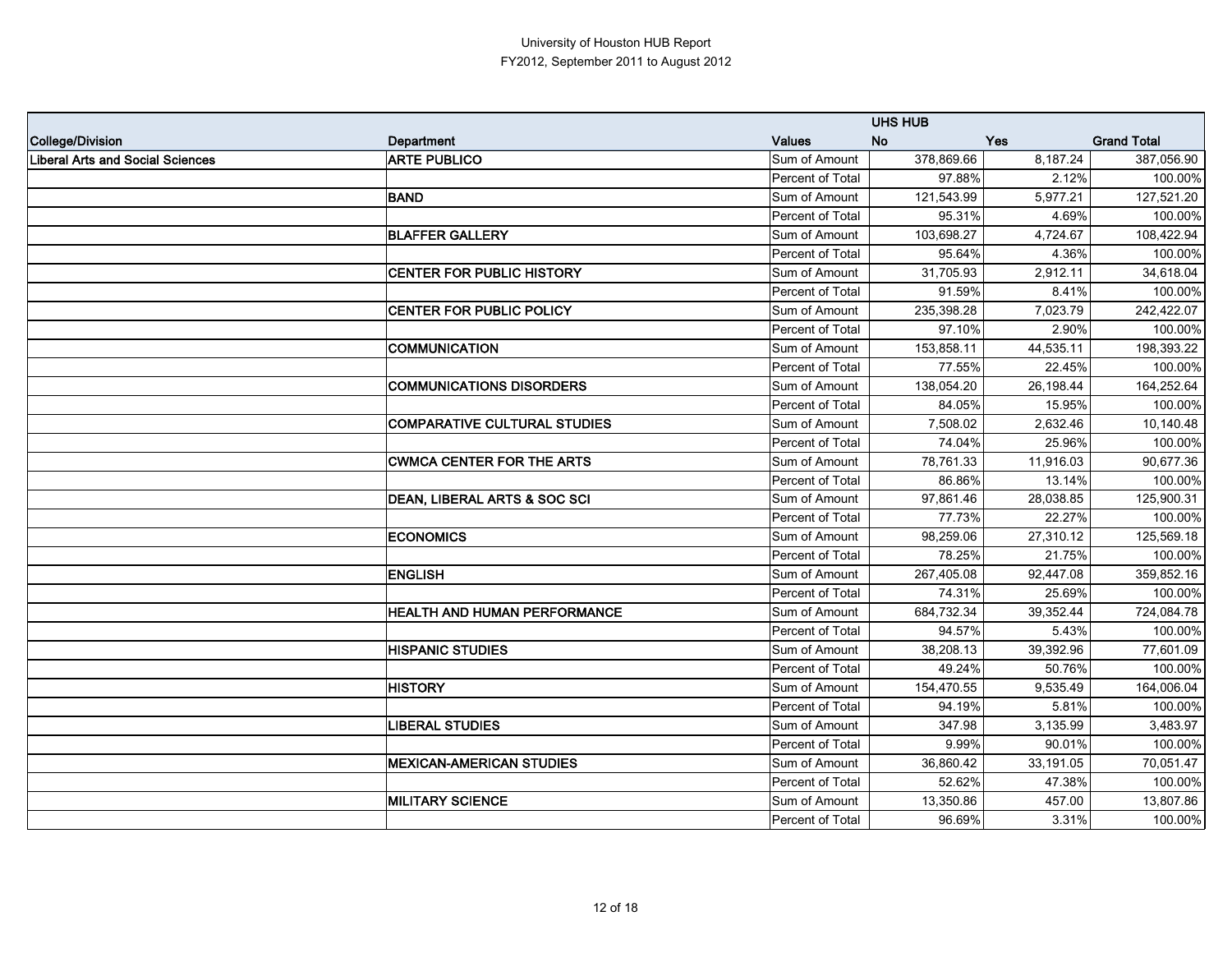University of Houston HUB Report
FY2012, September 2011 to August 2012

| | | | UHS HUB | | |
|---|---|---|---|---|---|
| **College/Division** | **Department** | **Values** | **No** | **Yes** | **Grand Total** |
| **Liberal Arts and Social Sciences** | **ARTE PUBLICO** | Sum of Amount | 378,869.66 | 8,187.24 | 387,056.90 |
| | | Percent of Total | 97.88% | 2.12% | 100.00% |
| | **BAND** | Sum of Amount | 121,543.99 | 5,977.21 | 127,521.20 |
| | | Percent of Total | 95.31% | 4.69% | 100.00% |
| | **BLAFFER GALLERY** | Sum of Amount | 103,698.27 | 4,724.67 | 108,422.94 |
| | | Percent of Total | 95.64% | 4.36% | 100.00% |
| | **CENTER FOR PUBLIC HISTORY** | Sum of Amount | 31,705.93 | 2,912.11 | 34,618.04 |
| | | Percent of Total | 91.59% | 8.41% | 100.00% |
| | **CENTER FOR PUBLIC POLICY** | Sum of Amount | 235,398.28 | 7,023.79 | 242,422.07 |
| | | Percent of Total | 97.10% | 2.90% | 100.00% |
| | **COMMUNICATION** | Sum of Amount | 153,858.11 | 44,535.11 | 198,393.22 |
| | | Percent of Total | 77.55% | 22.45% | 100.00% |
| | **COMMUNICATIONS DISORDERS** | Sum of Amount | 138,054.20 | 26,198.44 | 164,252.64 |
| | | Percent of Total | 84.05% | 15.95% | 100.00% |
| | **COMPARATIVE CULTURAL STUDIES** | Sum of Amount | 7,508.02 | 2,632.46 | 10,140.48 |
| | | Percent of Total | 74.04% | 25.96% | 100.00% |
| | **CWMCA CENTER FOR THE ARTS** | Sum of Amount | 78,761.33 | 11,916.03 | 90,677.36 |
| | | Percent of Total | 86.86% | 13.14% | 100.00% |
| | **DEAN, LIBERAL ARTS & SOC SCI** | Sum of Amount | 97,861.46 | 28,038.85 | 125,900.31 |
| | | Percent of Total | 77.73% | 22.27% | 100.00% |
| | **ECONOMICS** | Sum of Amount | 98,259.06 | 27,310.12 | 125,569.18 |
| | | Percent of Total | 78.25% | 21.75% | 100.00% |
| | **ENGLISH** | Sum of Amount | 267,405.08 | 92,447.08 | 359,852.16 |
| | | Percent of Total | 74.31% | 25.69% | 100.00% |
| | **HEALTH AND HUMAN PERFORMANCE** | Sum of Amount | 684,732.34 | 39,352.44 | 724,084.78 |
| | | Percent of Total | 94.57% | 5.43% | 100.00% |
| | **HISPANIC STUDIES** | Sum of Amount | 38,208.13 | 39,392.96 | 77,601.09 |
| | | Percent of Total | 49.24% | 50.76% | 100.00% |
| | **HISTORY** | Sum of Amount | 154,470.55 | 9,535.49 | 164,006.04 |
| | | Percent of Total | 94.19% | 5.81% | 100.00% |
| | **LIBERAL STUDIES** | Sum of Amount | 347.98 | 3,135.99 | 3,483.97 |
| | | Percent of Total | 9.99% | 90.01% | 100.00% |
| | **MEXICAN-AMERICAN STUDIES** | Sum of Amount | 36,860.42 | 33,191.05 | 70,051.47 |
| | | Percent of Total | 52.62% | 47.38% | 100.00% |
| | **MILITARY SCIENCE** | Sum of Amount | 13,350.86 | 457.00 | 13,807.86 |
| | | Percent of Total | 96.69% | 3.31% | 100.00% |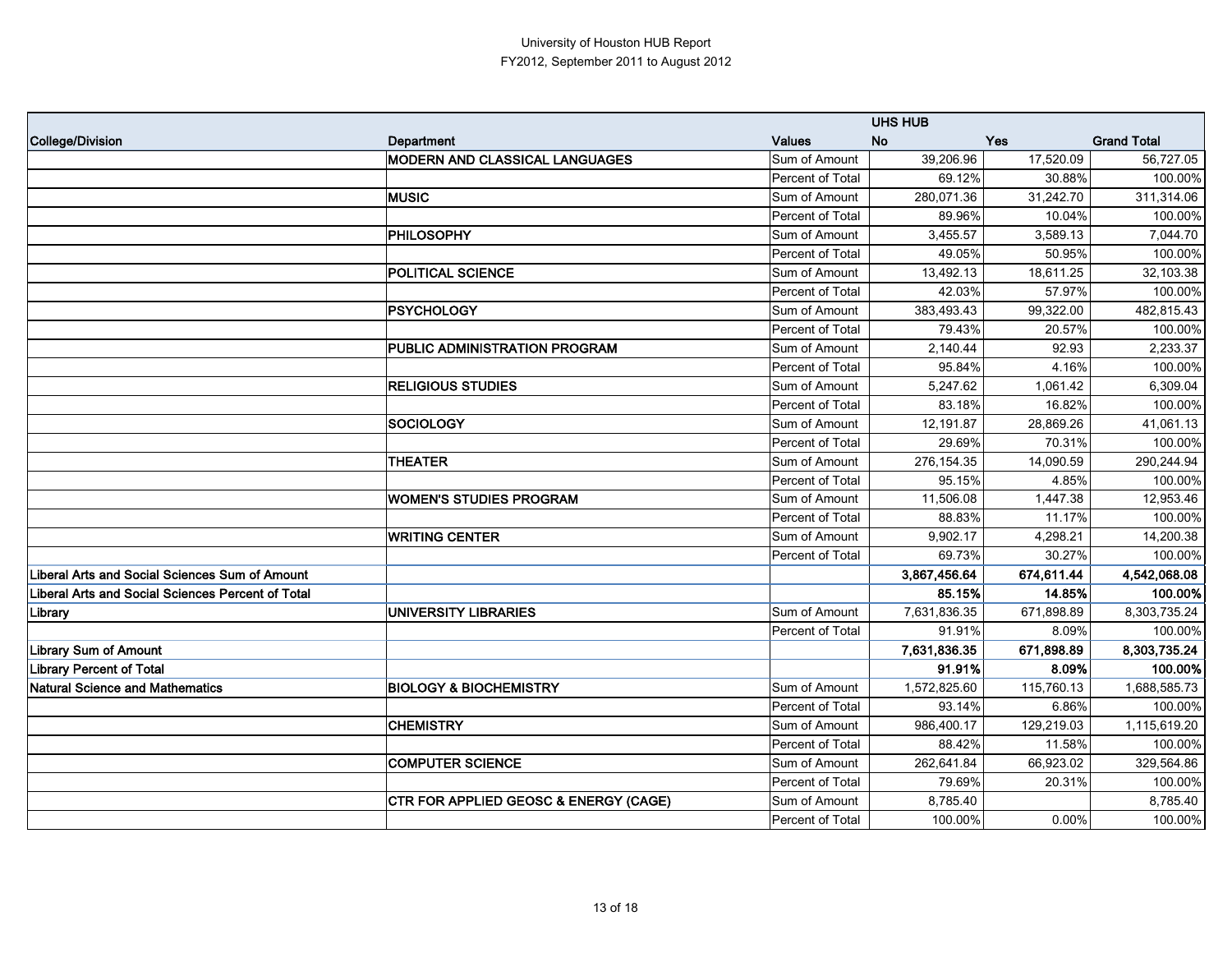University of Houston HUB Report
FY2012, September 2011 to August 2012

| College/Division | Department | Values | UHS HUB No | Yes | Grand Total |
|---|---|---|---|---|---|
| | **MODERN AND CLASSICAL LANGUAGES** | Sum of Amount | 39,206.96 | 17,520.09 | 56,727.05 |
| | | Percent of Total | 69.12% | 30.88% | 100.00% |
| | **MUSIC** | Sum of Amount | 280,071.36 | 31,242.70 | 311,314.06 |
| | | Percent of Total | 89.96% | 10.04% | 100.00% |
| | **PHILOSOPHY** | Sum of Amount | 3,455.57 | 3,589.13 | 7,044.70 |
| | | Percent of Total | 49.05% | 50.95% | 100.00% |
| | **POLITICAL SCIENCE** | Sum of Amount | 13,492.13 | 18,611.25 | 32,103.38 |
| | | Percent of Total | 42.03% | 57.97% | 100.00% |
| | **PSYCHOLOGY** | Sum of Amount | 383,493.43 | 99,322.00 | 482,815.43 |
| | | Percent of Total | 79.43% | 20.57% | 100.00% |
| | **PUBLIC ADMINISTRATION PROGRAM** | Sum of Amount | 2,140.44 | 92.93 | 2,233.37 |
| | | Percent of Total | 95.84% | 4.16% | 100.00% |
| | **RELIGIOUS STUDIES** | Sum of Amount | 5,247.62 | 1,061.42 | 6,309.04 |
| | | Percent of Total | 83.18% | 16.82% | 100.00% |
| | **SOCIOLOGY** | Sum of Amount | 12,191.87 | 28,869.26 | 41,061.13 |
| | | Percent of Total | 29.69% | 70.31% | 100.00% |
| | **THEATER** | Sum of Amount | 276,154.35 | 14,090.59 | 290,244.94 |
| | | Percent of Total | 95.15% | 4.85% | 100.00% |
| | **WOMEN'S STUDIES PROGRAM** | Sum of Amount | 11,506.08 | 1,447.38 | 12,953.46 |
| | | Percent of Total | 88.83% | 11.17% | 100.00% |
| | **WRITING CENTER** | Sum of Amount | 9,902.17 | 4,298.21 | 14,200.38 |
| | | Percent of Total | 69.73% | 30.27% | 100.00% |
| **Liberal Arts and Social Sciences Sum of Amount** | | | **3,867,456.64** | **674,611.44** | **4,542,068.08** |
| **Liberal Arts and Social Sciences Percent of Total** | | | **85.15%** | **14.85%** | **100.00%** |
| **Library** | **UNIVERSITY LIBRARIES** | Sum of Amount | 7,631,836.35 | 671,898.89 | 8,303,735.24 |
| | | Percent of Total | 91.91% | 8.09% | 100.00% |
| **Library Sum of Amount** | | | **7,631,836.35** | **671,898.89** | **8,303,735.24** |
| **Library Percent of Total** | | | **91.91%** | **8.09%** | **100.00%** |
| **Natural Science and Mathematics** | **BIOLOGY & BIOCHEMISTRY** | Sum of Amount | 1,572,825.60 | 115,760.13 | 1,688,585.73 |
| | | Percent of Total | 93.14% | 6.86% | 100.00% |
| | **CHEMISTRY** | Sum of Amount | 986,400.17 | 129,219.03 | 1,115,619.20 |
| | | Percent of Total | 88.42% | 11.58% | 100.00% |
| | **COMPUTER SCIENCE** | Sum of Amount | 262,641.84 | 66,923.02 | 329,564.86 |
| | | Percent of Total | 79.69% | 20.31% | 100.00% |
| | **CTR FOR APPLIED GEOSC & ENERGY (CAGE)** | Sum of Amount | 8,785.40 | | 8,785.40 |
| | | Percent of Total | 100.00% | 0.00% | 100.00% |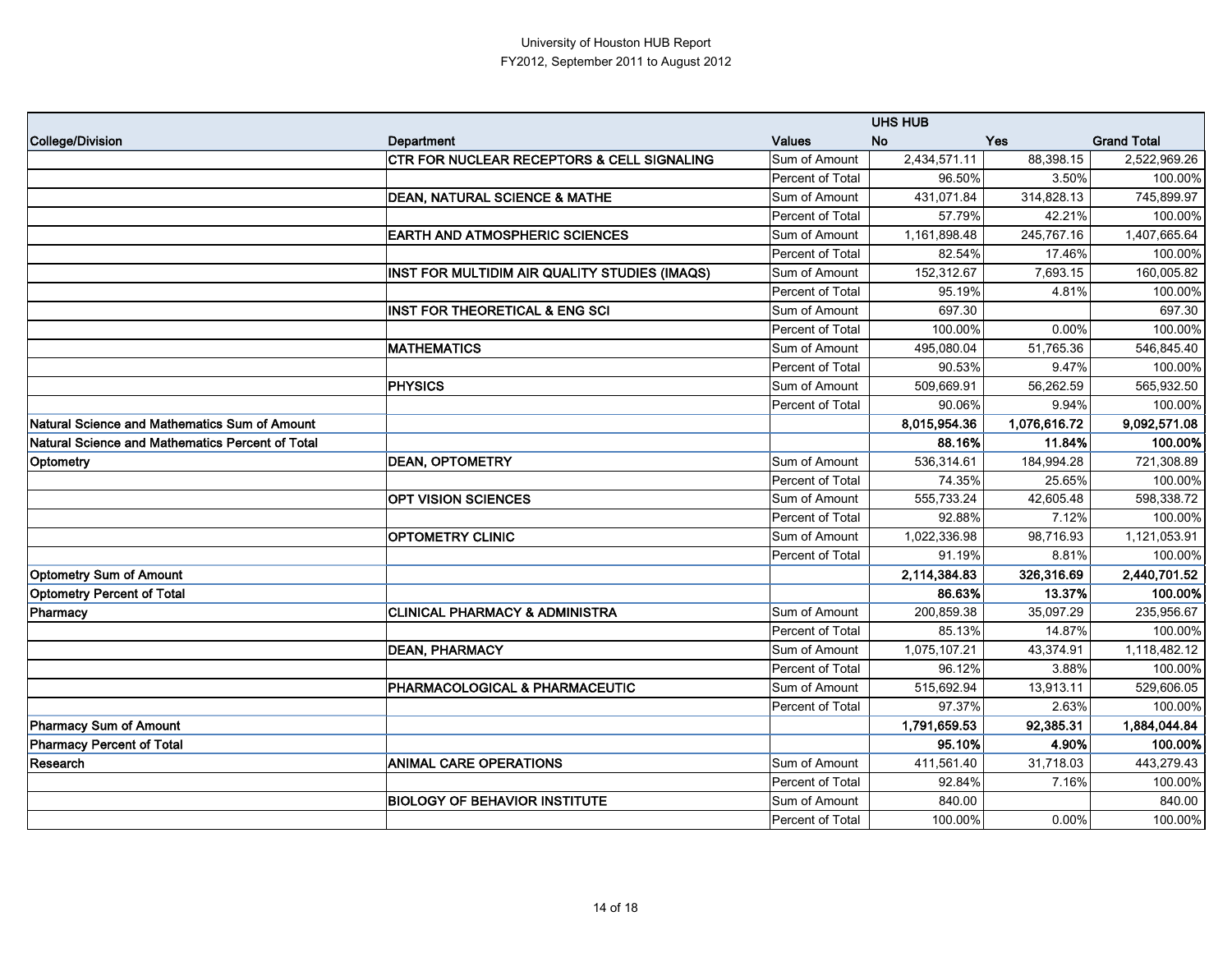University of Houston HUB Report
FY2012, September 2011 to August 2012

| | | | UHS HUB | | |
|---|---|---|---|---|---|
| **College/Division** | **Department** | **Values** | **No** | **Yes** | **Grand Total** |
| | **CTR FOR NUCLEAR RECEPTORS & CELL SIGNALING** | Sum of Amount | 2,434,571.11 | 88,398.15 | 2,522,969.26 |
| | | Percent of Total | 96.50% | 3.50% | 100.00% |
| | **DEAN, NATURAL SCIENCE & MATHE** | Sum of Amount | 431,071.84 | 314,828.13 | 745,899.97 |
| | | Percent of Total | 57.79% | 42.21% | 100.00% |
| | **EARTH AND ATMOSPHERIC SCIENCES** | Sum of Amount | 1,161,898.48 | 245,767.16 | 1,407,665.64 |
| | | Percent of Total | 82.54% | 17.46% | 100.00% |
| | **INST FOR MULTIDIM AIR QUALITY STUDIES (IMAQS)** | Sum of Amount | 152,312.67 | 7,693.15 | 160,005.82 |
| | | Percent of Total | 95.19% | 4.81% | 100.00% |
| | **INST FOR THEORETICAL & ENG SCI** | Sum of Amount | 697.30 | | 697.30 |
| | | Percent of Total | 100.00% | 0.00% | 100.00% |
| | **MATHEMATICS** | Sum of Amount | 495,080.04 | 51,765.36 | 546,845.40 |
| | | Percent of Total | 90.53% | 9.47% | 100.00% |
| | **PHYSICS** | Sum of Amount | 509,669.91 | 56,262.59 | 565,932.50 |
| | | Percent of Total | 90.06% | 9.94% | 100.00% |
| **Natural Science and Mathematics Sum of Amount** | | | **8,015,954.36** | **1,076,616.72** | **9,092,571.08** |
| **Natural Science and Mathematics Percent of Total** | | | **88.16%** | **11.84%** | **100.00%** |
| **Optometry** | **DEAN, OPTOMETRY** | Sum of Amount | 536,314.61 | 184,994.28 | 721,308.89 |
| | | Percent of Total | 74.35% | 25.65% | 100.00% |
| | **OPT VISION SCIENCES** | Sum of Amount | 555,733.24 | 42,605.48 | 598,338.72 |
| | | Percent of Total | 92.88% | 7.12% | 100.00% |
| | **OPTOMETRY CLINIC** | Sum of Amount | 1,022,336.98 | 98,716.93 | 1,121,053.91 |
| | | Percent of Total | 91.19% | 8.81% | 100.00% |
| **Optometry Sum of Amount** | | | **2,114,384.83** | **326,316.69** | **2,440,701.52** |
| **Optometry Percent of Total** | | | **86.63%** | **13.37%** | **100.00%** |
| **Pharmacy** | **CLINICAL PHARMACY & ADMINISTRA** | Sum of Amount | 200,859.38 | 35,097.29 | 235,956.67 |
| | | Percent of Total | 85.13% | 14.87% | 100.00% |
| | **DEAN, PHARMACY** | Sum of Amount | 1,075,107.21 | 43,374.91 | 1,118,482.12 |
| | | Percent of Total | 96.12% | 3.88% | 100.00% |
| | **PHARMACOLOGICAL & PHARMACEUTIC** | Sum of Amount | 515,692.94 | 13,913.11 | 529,606.05 |
| | | Percent of Total | 97.37% | 2.63% | 100.00% |
| **Pharmacy Sum of Amount** | | | **1,791,659.53** | **92,385.31** | **1,884,044.84** |
| **Pharmacy Percent of Total** | | | **95.10%** | **4.90%** | **100.00%** |
| **Research** | **ANIMAL CARE OPERATIONS** | Sum of Amount | 411,561.40 | 31,718.03 | 443,279.43 |
| | | Percent of Total | 92.84% | 7.16% | 100.00% |
| | **BIOLOGY OF BEHAVIOR INSTITUTE** | Sum of Amount | 840.00 | | 840.00 |
| | | Percent of Total | 100.00% | 0.00% | 100.00% |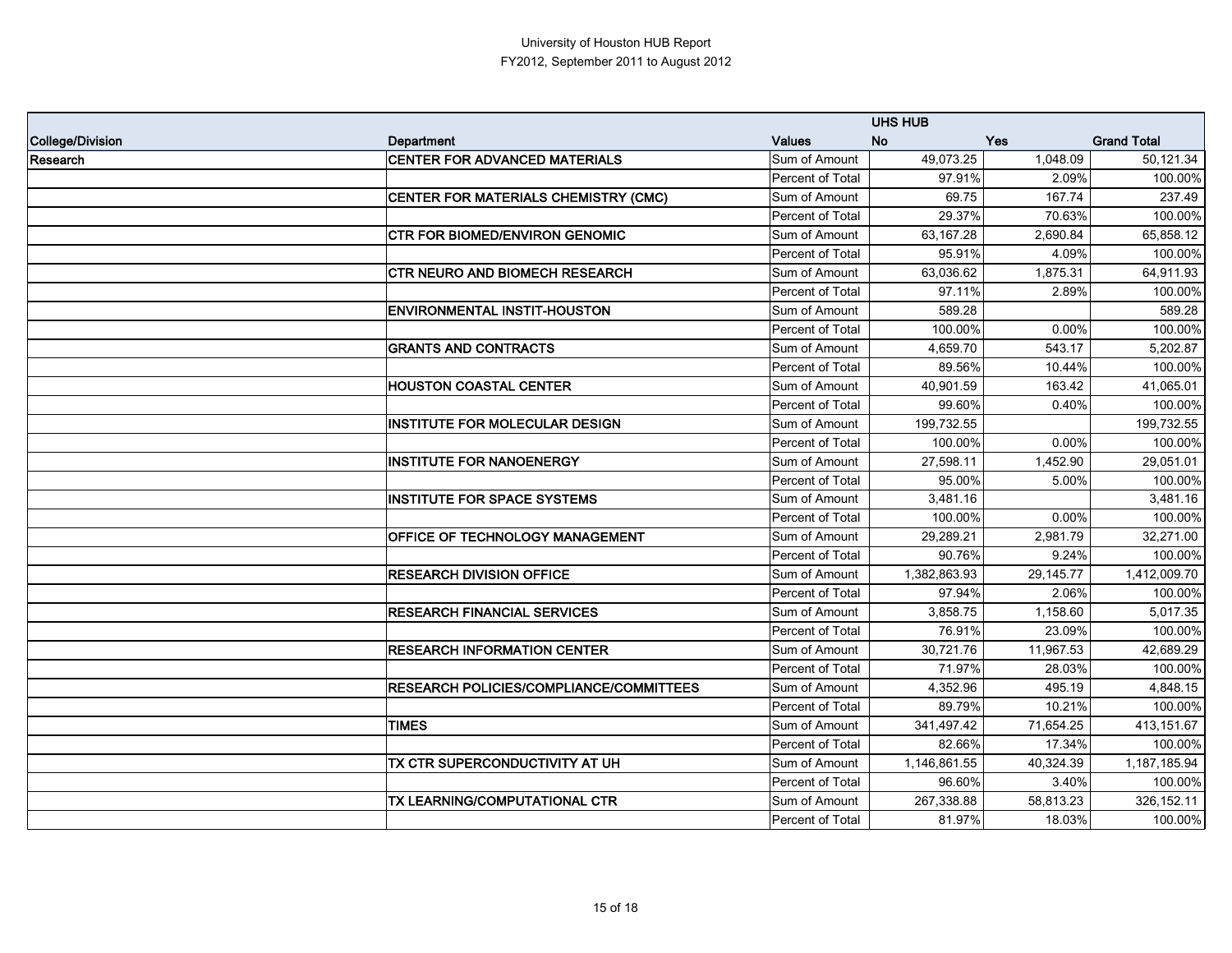University of Houston HUB Report
FY2012, September 2011 to August 2012

| College/Division | Department | Values | UHS HUB No | Yes | Grand Total |
|---|---|---|---|---|---|
| Research | CENTER FOR ADVANCED MATERIALS | Sum of Amount | 49,073.25 | 1,048.09 | 50,121.34 |
| | | Percent of Total | 97.91% | 2.09% | 100.00% |
| | CENTER FOR MATERIALS CHEMISTRY (CMC) | Sum of Amount | 69.75 | 167.74 | 237.49 |
| | | Percent of Total | 29.37% | 70.63% | 100.00% |
| | CTR FOR BIOMED/ENVIRON GENOMIC | Sum of Amount | 63,167.28 | 2,690.84 | 65,858.12 |
| | | Percent of Total | 95.91% | 4.09% | 100.00% |
| | CTR NEURO AND BIOMECH RESEARCH | Sum of Amount | 63,036.62 | 1,875.31 | 64,911.93 |
| | | Percent of Total | 97.11% | 2.89% | 100.00% |
| | ENVIRONMENTAL INSTIT-HOUSTON | Sum of Amount | 589.28 | | 589.28 |
| | | Percent of Total | 100.00% | 0.00% | 100.00% |
| | GRANTS AND CONTRACTS | Sum of Amount | 4,659.70 | 543.17 | 5,202.87 |
| | | Percent of Total | 89.56% | 10.44% | 100.00% |
| | HOUSTON COASTAL CENTER | Sum of Amount | 40,901.59 | 163.42 | 41,065.01 |
| | | Percent of Total | 99.60% | 0.40% | 100.00% |
| | INSTITUTE FOR MOLECULAR DESIGN | Sum of Amount | 199,732.55 | | 199,732.55 |
| | | Percent of Total | 100.00% | 0.00% | 100.00% |
| | INSTITUTE FOR NANOENERGY | Sum of Amount | 27,598.11 | 1,452.90 | 29,051.01 |
| | | Percent of Total | 95.00% | 5.00% | 100.00% |
| | INSTITUTE FOR SPACE SYSTEMS | Sum of Amount | 3,481.16 | | 3,481.16 |
| | | Percent of Total | 100.00% | 0.00% | 100.00% |
| | OFFICE OF TECHNOLOGY MANAGEMENT | Sum of Amount | 29,289.21 | 2,981.79 | 32,271.00 |
| | | Percent of Total | 90.76% | 9.24% | 100.00% |
| | RESEARCH DIVISION OFFICE | Sum of Amount | 1,382,863.93 | 29,145.77 | 1,412,009.70 |
| | | Percent of Total | 97.94% | 2.06% | 100.00% |
| | RESEARCH FINANCIAL SERVICES | Sum of Amount | 3,858.75 | 1,158.60 | 5,017.35 |
| | | Percent of Total | 76.91% | 23.09% | 100.00% |
| | RESEARCH INFORMATION CENTER | Sum of Amount | 30,721.76 | 11,967.53 | 42,689.29 |
| | | Percent of Total | 71.97% | 28.03% | 100.00% |
| | RESEARCH POLICIES/COMPLIANCE/COMMITTEES | Sum of Amount | 4,352.96 | 495.19 | 4,848.15 |
| | | Percent of Total | 89.79% | 10.21% | 100.00% |
| | TIMES | Sum of Amount | 341,497.42 | 71,654.25 | 413,151.67 |
| | | Percent of Total | 82.66% | 17.34% | 100.00% |
| | TX CTR SUPERCONDUCTIVITY AT UH | Sum of Amount | 1,146,861.55 | 40,324.39 | 1,187,185.94 |
| | | Percent of Total | 96.60% | 3.40% | 100.00% |
| | TX LEARNING/COMPUTATIONAL CTR | Sum of Amount | 267,338.88 | 58,813.23 | 326,152.11 |
| | | Percent of Total | 81.97% | 18.03% | 100.00% |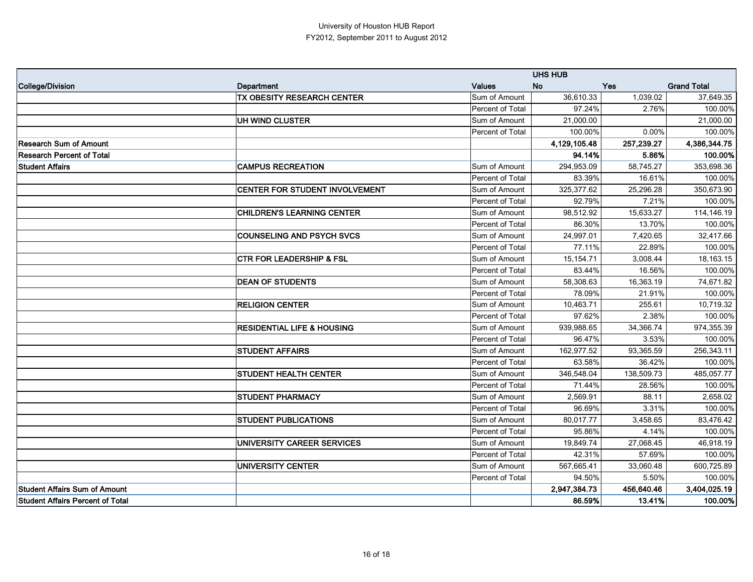University of Houston HUB Report
FY2012, September 2011 to August 2012

| College/Division | Department | Values | UHS HUB No | Yes | Grand Total |
|---|---|---|---|---|---|
| | **TX OBESITY RESEARCH CENTER** | Sum of Amount | 36,610.33 | 1,039.02 | 37,649.35 |
| | | Percent of Total | 97.24% | 2.76% | 100.00% |
| | **UH WIND CLUSTER** | Sum of Amount | 21,000.00 | | 21,000.00 |
| | | Percent of Total | 100.00% | 0.00% | 100.00% |
| **Research Sum of Amount** | | | **4,129,105.48** | **257,239.27** | **4,386,344.75** |
| **Research Percent of Total** | | | **94.14%** | **5.86%** | **100.00%** |
| **Student Affairs** | **CAMPUS RECREATION** | Sum of Amount | 294,953.09 | 58,745.27 | 353,698.36 |
| | | Percent of Total | 83.39% | 16.61% | 100.00% |
| | **CENTER FOR STUDENT INVOLVEMENT** | Sum of Amount | 325,377.62 | 25,296.28 | 350,673.90 |
| | | Percent of Total | 92.79% | 7.21% | 100.00% |
| | **CHILDREN'S LEARNING CENTER** | Sum of Amount | 98,512.92 | 15,633.27 | 114,146.19 |
| | | Percent of Total | 86.30% | 13.70% | 100.00% |
| | **COUNSELING AND PSYCH SVCS** | Sum of Amount | 24,997.01 | 7,420.65 | 32,417.66 |
| | | Percent of Total | 77.11% | 22.89% | 100.00% |
| | **CTR FOR LEADERSHIP & FSL** | Sum of Amount | 15,154.71 | 3,008.44 | 18,163.15 |
| | | Percent of Total | 83.44% | 16.56% | 100.00% |
| | **DEAN OF STUDENTS** | Sum of Amount | 58,308.63 | 16,363.19 | 74,671.82 |
| | | Percent of Total | 78.09% | 21.91% | 100.00% |
| | **RELIGION CENTER** | Sum of Amount | 10,463.71 | 255.61 | 10,719.32 |
| | | Percent of Total | 97.62% | 2.38% | 100.00% |
| | **RESIDENTIAL LIFE & HOUSING** | Sum of Amount | 939,988.65 | 34,366.74 | 974,355.39 |
| | | Percent of Total | 96.47% | 3.53% | 100.00% |
| | **STUDENT AFFAIRS** | Sum of Amount | 162,977.52 | 93,365.59 | 256,343.11 |
| | | Percent of Total | 63.58% | 36.42% | 100.00% |
| | **STUDENT HEALTH CENTER** | Sum of Amount | 346,548.04 | 138,509.73 | 485,057.77 |
| | | Percent of Total | 71.44% | 28.56% | 100.00% |
| | **STUDENT PHARMACY** | Sum of Amount | 2,569.91 | 88.11 | 2,658.02 |
| | | Percent of Total | 96.69% | 3.31% | 100.00% |
| | **STUDENT PUBLICATIONS** | Sum of Amount | 80,017.77 | 3,458.65 | 83,476.42 |
| | | Percent of Total | 95.86% | 4.14% | 100.00% |
| | **UNIVERSITY CAREER SERVICES** | Sum of Amount | 19,849.74 | 27,068.45 | 46,918.19 |
| | | Percent of Total | 42.31% | 57.69% | 100.00% |
| | **UNIVERSITY CENTER** | Sum of Amount | 567,665.41 | 33,060.48 | 600,725.89 |
| | | Percent of Total | 94.50% | 5.50% | 100.00% |
| **Student Affairs Sum of Amount** | | | **2,947,384.73** | **456,640.46** | **3,404,025.19** |
| **Student Affairs Percent of Total** | | | **86.59%** | **13.41%** | **100.00%** |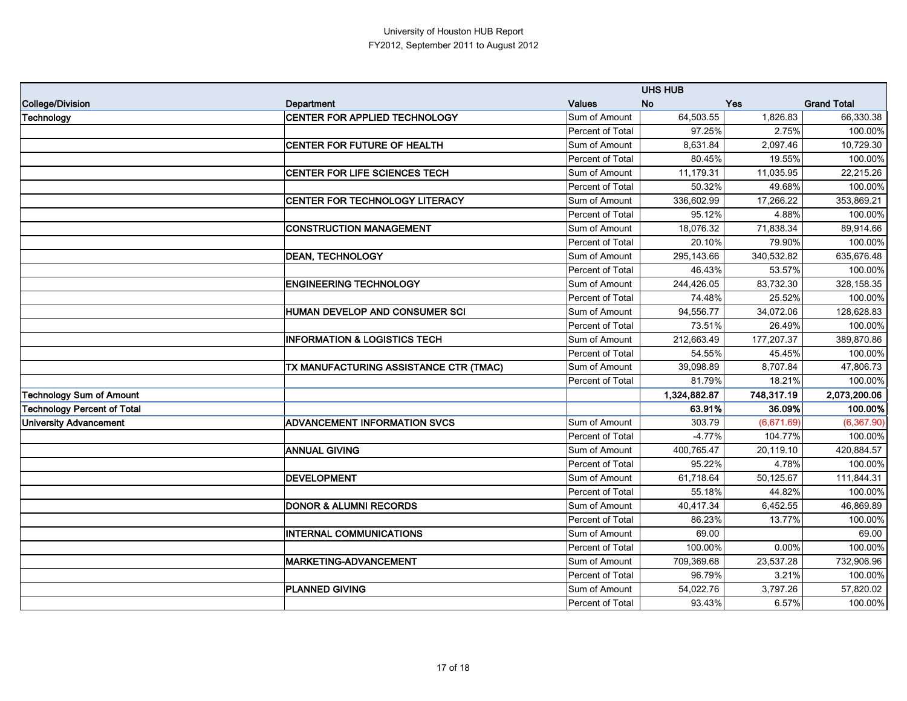University of Houston HUB Report
FY2012, September 2011 to August 2012

| | | | UHS HUB | | |
|---|---|---|---|---|---|
| **College/Division** | **Department** | **Values** | **No** | **Yes** | **Grand Total** |
| **Technology** | **CENTER FOR APPLIED TECHNOLOGY** | Sum of Amount | 64,503.55 | 1,826.83 | 66,330.38 |
| | | Percent of Total | 97.25% | 2.75% | 100.00% |
| | **CENTER FOR FUTURE OF HEALTH** | Sum of Amount | 8,631.84 | 2,097.46 | 10,729.30 |
| | | Percent of Total | 80.45% | 19.55% | 100.00% |
| | **CENTER FOR LIFE SCIENCES TECH** | Sum of Amount | 11,179.31 | 11,035.95 | 22,215.26 |
| | | Percent of Total | 50.32% | 49.68% | 100.00% |
| | **CENTER FOR TECHNOLOGY LITERACY** | Sum of Amount | 336,602.99 | 17,266.22 | 353,869.21 |
| | | Percent of Total | 95.12% | 4.88% | 100.00% |
| | **CONSTRUCTION MANAGEMENT** | Sum of Amount | 18,076.32 | 71,838.34 | 89,914.66 |
| | | Percent of Total | 20.10% | 79.90% | 100.00% |
| | **DEAN, TECHNOLOGY** | Sum of Amount | 295,143.66 | 340,532.82 | 635,676.48 |
| | | Percent of Total | 46.43% | 53.57% | 100.00% |
| | **ENGINEERING TECHNOLOGY** | Sum of Amount | 244,426.05 | 83,732.30 | 328,158.35 |
| | | Percent of Total | 74.48% | 25.52% | 100.00% |
| | **HUMAN DEVELOP AND CONSUMER SCI** | Sum of Amount | 94,556.77 | 34,072.06 | 128,628.83 |
| | | Percent of Total | 73.51% | 26.49% | 100.00% |
| | **INFORMATION & LOGISTICS TECH** | Sum of Amount | 212,663.49 | 177,207.37 | 389,870.86 |
| | | Percent of Total | 54.55% | 45.45% | 100.00% |
| | **TX MANUFACTURING ASSISTANCE CTR (TMAC)** | Sum of Amount | 39,098.89 | 8,707.84 | 47,806.73 |
| | | Percent of Total | 81.79% | 18.21% | 100.00% |
| **Technology Sum of Amount** | | | **1,324,882.87** | **748,317.19** | **2,073,200.06** |
| **Technology Percent of Total** | | | **63.91%** | **36.09%** | **100.00%** |
| **University Advancement** | **ADVANCEMENT INFORMATION SVCS** | Sum of Amount | 303.79 | (6,671.69) | (6,367.90) |
| | | Percent of Total | -4.77% | 104.77% | 100.00% |
| | **ANNUAL GIVING** | Sum of Amount | 400,765.47 | 20,119.10 | 420,884.57 |
| | | Percent of Total | 95.22% | 4.78% | 100.00% |
| | **DEVELOPMENT** | Sum of Amount | 61,718.64 | 50,125.67 | 111,844.31 |
| | | Percent of Total | 55.18% | 44.82% | 100.00% |
| | **DONOR & ALUMNI RECORDS** | Sum of Amount | 40,417.34 | 6,452.55 | 46,869.89 |
| | | Percent of Total | 86.23% | 13.77% | 100.00% |
| | **INTERNAL COMMUNICATIONS** | Sum of Amount | 69.00 | | 69.00 |
| | | Percent of Total | 100.00% | 0.00% | 100.00% |
| | **MARKETING-ADVANCEMENT** | Sum of Amount | 709,369.68 | 23,537.28 | 732,906.96 |
| | | Percent of Total | 96.79% | 3.21% | 100.00% |
| | **PLANNED GIVING** | Sum of Amount | 54,022.76 | 3,797.26 | 57,820.02 |
| | | Percent of Total | 93.43% | 6.57% | 100.00% |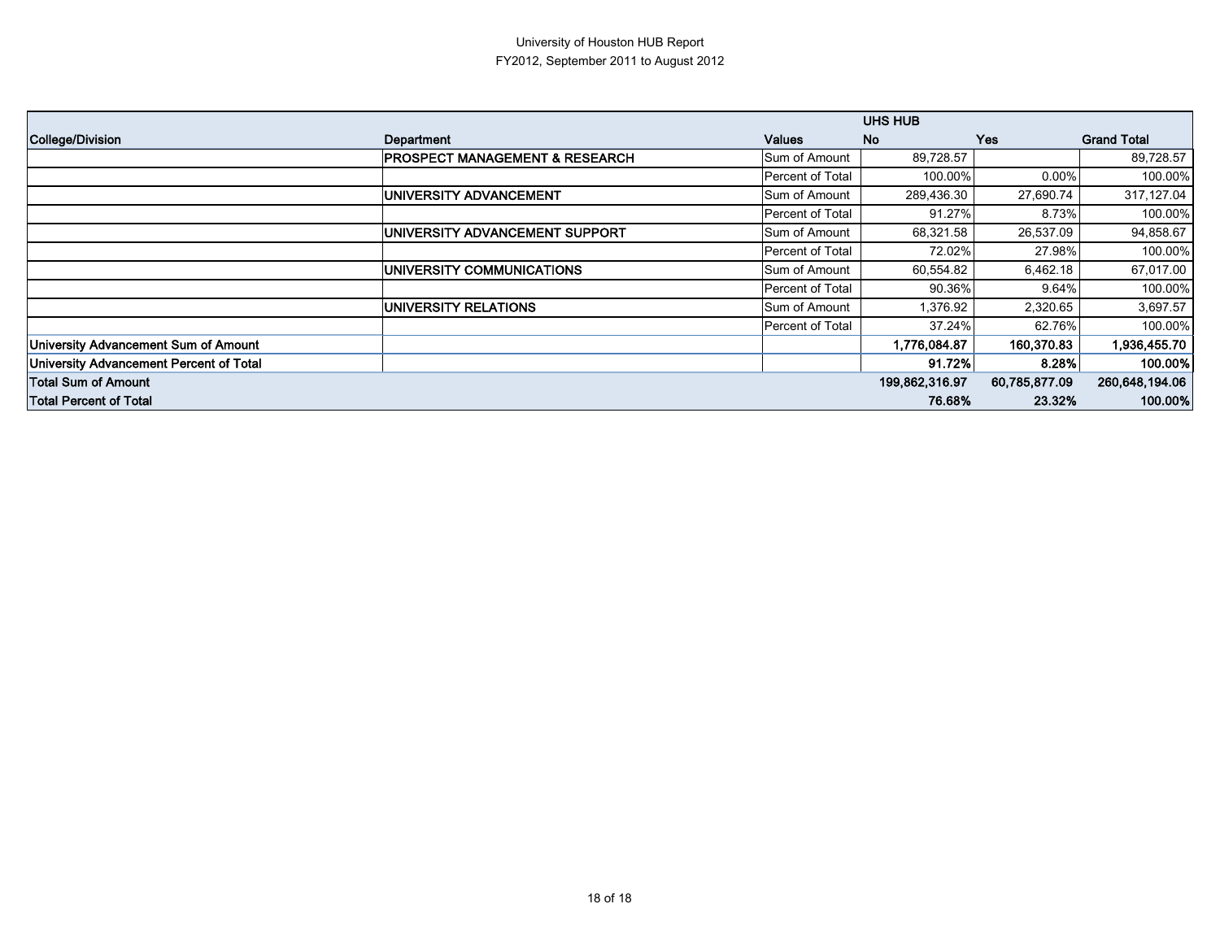University of Houston HUB Report
FY2012, September 2011 to August 2012

| | | | UHS HUB | | |
|---|---|---|---|---|---|
| **College/Division** | **Department** | **Values** | **No** | **Yes** | **Grand Total** |
| | **PROSPECT MANAGEMENT & RESEARCH** | Sum of Amount | 89,728.57 | | 89,728.57 |
| | | Percent of Total | 100.00% | 0.00% | 100.00% |
| | **UNIVERSITY ADVANCEMENT** | Sum of Amount | 289,436.30 | 27,690.74 | 317,127.04 |
| | | Percent of Total | 91.27% | 8.73% | 100.00% |
| | **UNIVERSITY ADVANCEMENT SUPPORT** | Sum of Amount | 68,321.58 | 26,537.09 | 94,858.67 |
| | | Percent of Total | 72.02% | 27.98% | 100.00% |
| | **UNIVERSITY COMMUNICATIONS** | Sum of Amount | 60,554.82 | 6,462.18 | 67,017.00 |
| | | Percent of Total | 90.36% | 9.64% | 100.00% |
| | **UNIVERSITY RELATIONS** | Sum of Amount | 1,376.92 | 2,320.65 | 3,697.57 |
| | | Percent of Total | 37.24% | 62.76% | 100.00% |
| **University Advancement Sum of Amount** | | | **1,776,084.87** | **160,370.83** | **1,936,455.70** |
| **University Advancement Percent of Total** | | | **91.72%** | **8.28%** | **100.00%** |
| **Total Sum of Amount** | | | **199,862,316.97** | **60,785,877.09** | **260,648,194.06** |
| **Total Percent of Total** | | | **76.68%** | **23.32%** | **100.00%** |